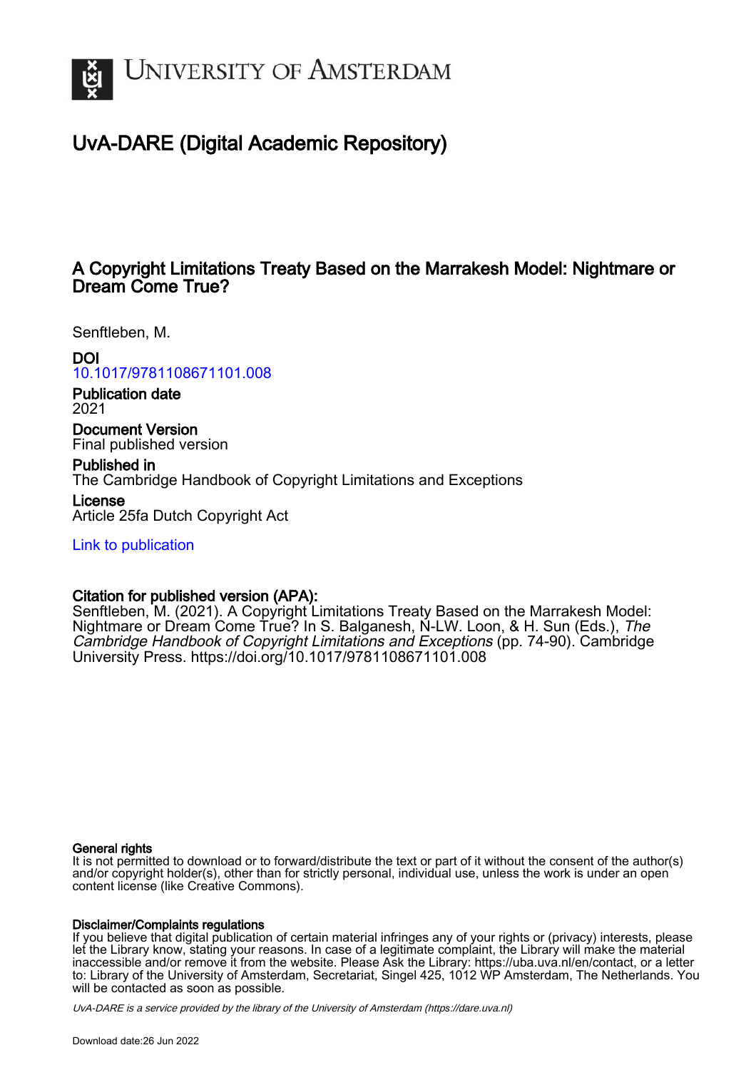# University of Amsterdam

## UvA-DARE (Digital Academic Repository)

### A Copyright Limitations Treaty Based on the Marrakesh Model: Nightmare or Dream Come True?

Senftleben, M.

**DOI**
10.1017/9781108671101.008

**Publication date**
2021

**Document Version**
Final published version

**Published in**
The Cambridge Handbook of Copyright Limitations and Exceptions

**License**
Article 25fa Dutch Copyright Act

Link to publication

**Citation for published version (APA):**
Senftleben, M. (2021). A Copyright Limitations Treaty Based on the Marrakesh Model: Nightmare or Dream Come True? In S. Balganesh, N-LW. Loon, & H. Sun (Eds.), *The Cambridge Handbook of Copyright Limitations and Exceptions* (pp. 74-90). Cambridge University Press. https://doi.org/10.1017/9781108671101.008

**General rights**
It is not permitted to download or to forward/distribute the text or part of it without the consent of the author(s) and/or copyright holder(s), other than for strictly personal, individual use, unless the work is under an open content license (like Creative Commons).

**Disclaimer/Complaints regulations**
If you believe that digital publication of certain material infringes any of your rights or (privacy) interests, please let the Library know, stating your reasons. In case of a legitimate complaint, the Library will make the material inaccessible and/or remove it from the website. Please Ask the Library: https://uba.uva.nl/en/contact, or a letter to: Library of the University of Amsterdam, Secretariat, Singel 425, 1012 WP Amsterdam, The Netherlands. You will be contacted as soon as possible.

UvA-DARE is a service provided by the library of the University of Amsterdam (https://dare.uva.nl)

Download date:26 Jun 2022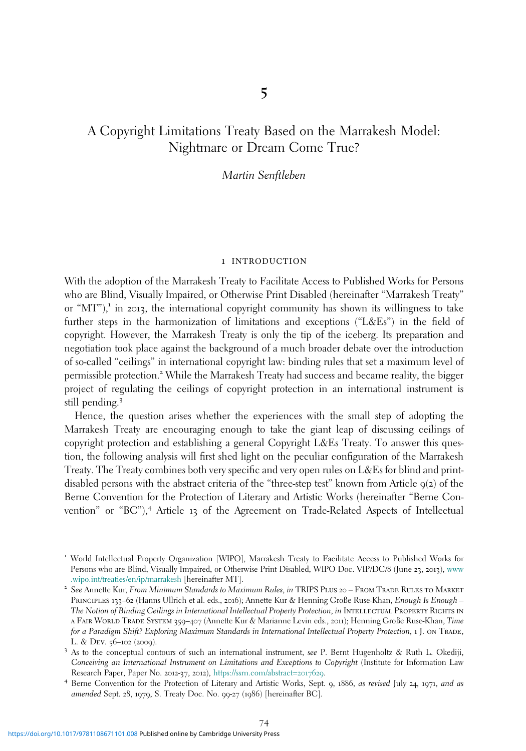# 5

# A Copyright Limitations Treaty Based on the Marrakesh Model: Nightmare or Dream Come True?

*Martin Senftleben*

## 1 INTRODUCTION

With the adoption of the Marrakesh Treaty to Facilitate Access to Published Works for Persons who are Blind, Visually Impaired, or Otherwise Print Disabled (hereinafter "Marrakesh Treaty" or "MT"),[1] in 2013, the international copyright community has shown its willingness to take further steps in the harmonization of limitations and exceptions ("L&Es") in the field of copyright. However, the Marrakesh Treaty is only the tip of the iceberg. Its preparation and negotiation took place against the background of a much broader debate over the introduction of so-called "ceilings" in international copyright law: binding rules that set a maximum level of permissible protection.[2] While the Marrakesh Treaty had success and became reality, the bigger project of regulating the ceilings of copyright protection in an international instrument is still pending.[3]

Hence, the question arises whether the experiences with the small step of adopting the Marrakesh Treaty are encouraging enough to take the giant leap of discussing ceilings of copyright protection and establishing a general Copyright L&Es Treaty. To answer this question, the following analysis will first shed light on the peculiar configuration of the Marrakesh Treaty. The Treaty combines both very specific and very open rules on L&Es for blind and print-disabled persons with the abstract criteria of the "three-step test" known from Article 9(2) of the Berne Convention for the Protection of Literary and Artistic Works (hereinafter "Berne Convention" or "BC"),[4] Article 13 of the Agreement on Trade-Related Aspects of Intellectual

---

[1] World Intellectual Property Organization [WIPO], Marrakesh Treaty to Facilitate Access to Published Works for Persons who are Blind, Visually Impaired, or Otherwise Print Disabled, WIPO Doc. VIP/DC/8 (June 23, 2013), www.wipo.int/treaties/en/ip/marrakesh [hereinafter MT].

[2] *See* Annette Kur, *From Minimum Standards to Maximum Rules*, *in* TRIPS PLUS 20 – FROM TRADE RULES TO MARKET PRINCIPLES 133–62 (Hanns Ullrich et al. eds., 2016); Annette Kur & Henning Große Ruse-Khan, *Enough Is Enough – The Notion of Binding Ceilings in International Intellectual Property Protection*, *in* INTELLECTUAL PROPERTY RIGHTS IN A FAIR WORLD TRADE SYSTEM 359–407 (Annette Kur & Marianne Levin eds., 2011); Henning Große Ruse-Khan, *Time for a Paradigm Shift? Exploring Maximum Standards in International Intellectual Property Protection*, 1 J. ON TRADE, L. & DEV. 56–102 (2009).

[3] As to the conceptual contours of such an international instrument, *see* P. Bernt Hugenholtz & Ruth L. Okediji, *Conceiving an International Instrument on Limitations and Exceptions to Copyright* (Institute for Information Law Research Paper, Paper No. 2012-37, 2012), https://ssrn.com/abstract=2017629.

[4] Berne Convention for the Protection of Literary and Artistic Works, Sept. 9, 1886, *as revised* July 24, 1971, *and as amended* Sept. 28, 1979, S. Treaty Doc. No. 99-27 (1986) [hereinafter BC].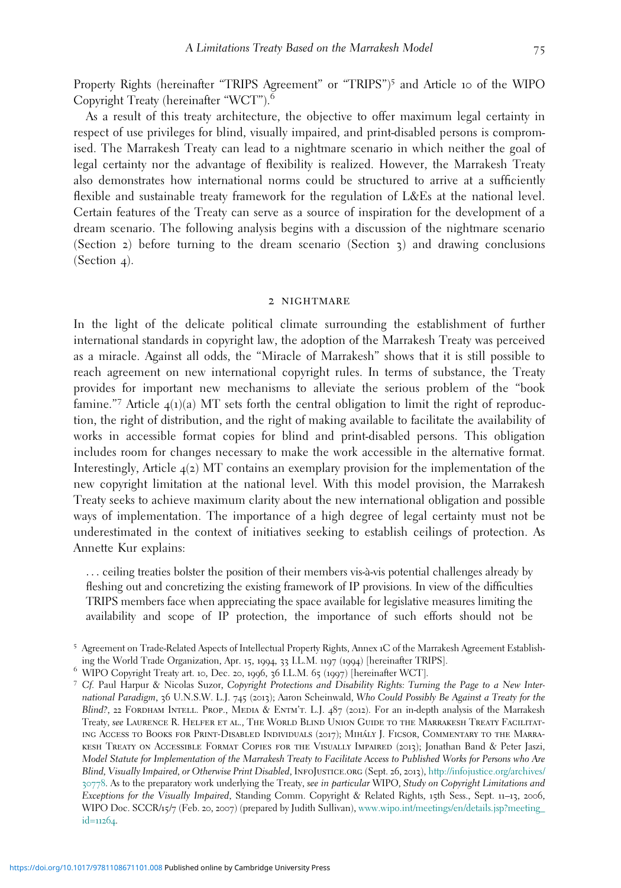Property Rights (hereinafter "TRIPS Agreement" or "TRIPS")[5] and Article 10 of the WIPO Copyright Treaty (hereinafter "WCT").[6]

As a result of this treaty architecture, the objective to offer maximum legal certainty in respect of use privileges for blind, visually impaired, and print-disabled persons is compromised. The Marrakesh Treaty can lead to a nightmare scenario in which neither the goal of legal certainty nor the advantage of flexibility is realized. However, the Marrakesh Treaty also demonstrates how international norms could be structured to arrive at a sufficiently flexible and sustainable treaty framework for the regulation of L&Es at the national level. Certain features of the Treaty can serve as a source of inspiration for the development of a dream scenario. The following analysis begins with a discussion of the nightmare scenario (Section 2) before turning to the dream scenario (Section 3) and drawing conclusions (Section 4).

## 2 NIGHTMARE

In the light of the delicate political climate surrounding the establishment of further international standards in copyright law, the adoption of the Marrakesh Treaty was perceived as a miracle. Against all odds, the "Miracle of Marrakesh" shows that it is still possible to reach agreement on new international copyright rules. In terms of substance, the Treaty provides for important new mechanisms to alleviate the serious problem of the "book famine."[7] Article 4(1)(a) MT sets forth the central obligation to limit the right of reproduction, the right of distribution, and the right of making available to facilitate the availability of works in accessible format copies for blind and print-disabled persons. This obligation includes room for changes necessary to make the work accessible in the alternative format. Interestingly, Article 4(2) MT contains an exemplary provision for the implementation of the new copyright limitation at the national level. With this model provision, the Marrakesh Treaty seeks to achieve maximum clarity about the new international obligation and possible ways of implementation. The importance of a high degree of legal certainty must not be underestimated in the context of initiatives seeking to establish ceilings of protection. As Annette Kur explains:

> . . . ceiling treaties bolster the position of their members vis-à-vis potential challenges already by fleshing out and concretizing the existing framework of IP provisions. In view of the difficulties TRIPS members face when appreciating the space available for legislative measures limiting the availability and scope of IP protection, the importance of such efforts should not be

[5] Agreement on Trade-Related Aspects of Intellectual Property Rights, Annex 1C of the Marrakesh Agreement Establishing the World Trade Organization, Apr. 15, 1994, 33 I.L.M. 1197 (1994) [hereinafter TRIPS].

[6] WIPO Copyright Treaty art. 10, Dec. 20, 1996, 36 I.L.M. 65 (1997) [hereinafter WCT].

[7] *Cf.* Paul Harpur & Nicolas Suzor, *Copyright Protections and Disability Rights: Turning the Page to a New International Paradigm*, 36 U.N.S.W. L.J. 745 (2013); Aaron Scheinwald, *Who Could Possibly Be Against a Treaty for the Blind?*, 22 Fordham Intell. Prop., Media & Entm't. L.J. 487 (2012). For an in-depth analysis of the Marrakesh Treaty, *see* Laurence R. Helfer et al., The World Blind Union Guide to the Marrakesh Treaty Facilitating Access to Books for Print-Disabled Individuals (2017); Mihály J. Ficsor, Commentary to the Marrakesh Treaty on Accessible Format Copies for the Visually Impaired (2013); Jonathan Band & Peter Jaszi, *Model Statute for Implementation of the Marrakesh Treaty to Facilitate Access to Published Works for Persons who Are Blind, Visually Impaired, or Otherwise Print Disabled*, InfoJustice.org (Sept. 26, 2013), http://infojustice.org/archives/30778. As to the preparatory work underlying the Treaty, *see in particular* WIPO, *Study on Copyright Limitations and Exceptions for the Visually Impaired*, Standing Comm. Copyright & Related Rights, 15th Sess., Sept. 11–13, 2006, WIPO Doc. SCCR/15/7 (Feb. 20, 2007) (prepared by Judith Sullivan), www.wipo.int/meetings/en/details.jsp?meeting_id=11264.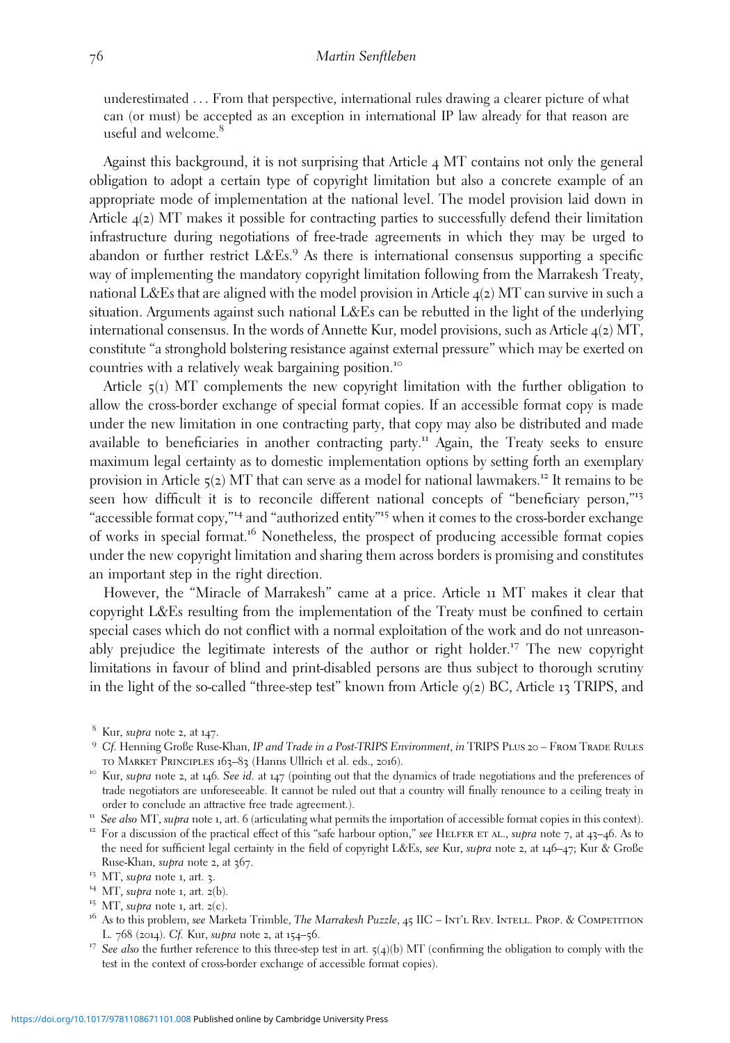underestimated . . . From that perspective, international rules drawing a clearer picture of what can (or must) be accepted as an exception in international IP law already for that reason are useful and welcome.[8]

Against this background, it is not surprising that Article 4 MT contains not only the general obligation to adopt a certain type of copyright limitation but also a concrete example of an appropriate mode of implementation at the national level. The model provision laid down in Article 4(2) MT makes it possible for contracting parties to successfully defend their limitation infrastructure during negotiations of free-trade agreements in which they may be urged to abandon or further restrict L&Es.[9] As there is international consensus supporting a specific way of implementing the mandatory copyright limitation following from the Marrakesh Treaty, national L&Es that are aligned with the model provision in Article 4(2) MT can survive in such a situation. Arguments against such national L&Es can be rebutted in the light of the underlying international consensus. In the words of Annette Kur, model provisions, such as Article 4(2) MT, constitute "a stronghold bolstering resistance against external pressure" which may be exerted on countries with a relatively weak bargaining position.[10]

Article 5(1) MT complements the new copyright limitation with the further obligation to allow the cross-border exchange of special format copies. If an accessible format copy is made under the new limitation in one contracting party, that copy may also be distributed and made available to beneficiaries in another contracting party.[11] Again, the Treaty seeks to ensure maximum legal certainty as to domestic implementation options by setting forth an exemplary provision in Article 5(2) MT that can serve as a model for national lawmakers.[12] It remains to be seen how difficult it is to reconcile different national concepts of "beneficiary person,"[13] "accessible format copy,"[14] and "authorized entity"[15] when it comes to the cross-border exchange of works in special format.[16] Nonetheless, the prospect of producing accessible format copies under the new copyright limitation and sharing them across borders is promising and constitutes an important step in the right direction.

However, the "Miracle of Marrakesh" came at a price. Article 11 MT makes it clear that copyright L&Es resulting from the implementation of the Treaty must be confined to certain special cases which do not conflict with a normal exploitation of the work and do not unreasonably prejudice the legitimate interests of the author or right holder.[17] The new copyright limitations in favour of blind and print-disabled persons are thus subject to thorough scrutiny in the light of the so-called "three-step test" known from Article 9(2) BC, Article 13 TRIPS, and

---

[8] Kur, *supra* note 2, at 147.

[9] *Cf.* Henning Große Ruse-Khan, *IP and Trade in a Post-TRIPS Environment*, *in* TRIPS PLUS 20 – FROM TRADE RULES TO MARKET PRINCIPLES 163–83 (Hanns Ullrich et al. eds., 2016).

[10] Kur, *supra* note 2, at 146. *See id.* at 147 (pointing out that the dynamics of trade negotiations and the preferences of trade negotiators are unforeseeable. It cannot be ruled out that a country will finally renounce to a ceiling treaty in order to conclude an attractive free trade agreement.).

[11] *See also* MT, *supra* note 1, art. 6 (articulating what permits the importation of accessible format copies in this context).

[12] For a discussion of the practical effect of this "safe harbour option," *see* HELFER ET AL., *supra* note 7, at 43–46. As to the need for sufficient legal certainty in the field of copyright L&Es, *see* Kur, *supra* note 2, at 146–47; Kur & Große Ruse-Khan, *supra* note 2, at 367.

[13] MT, *supra* note 1, art. 3.

[14] MT, *supra* note 1, art. 2(b).

[15] MT, *supra* note 1, art. 2(c).

[16] As to this problem, *see* Marketa Trimble, *The Marrakesh Puzzle*, 45 IIC – INT'L REV. INTELL. PROP. & COMPETITION L. 768 (2014). *Cf.* Kur, *supra* note 2, at 154–56.

[17] *See also* the further reference to this three-step test in art. 5(4)(b) MT (confirming the obligation to comply with the test in the context of cross-border exchange of accessible format copies).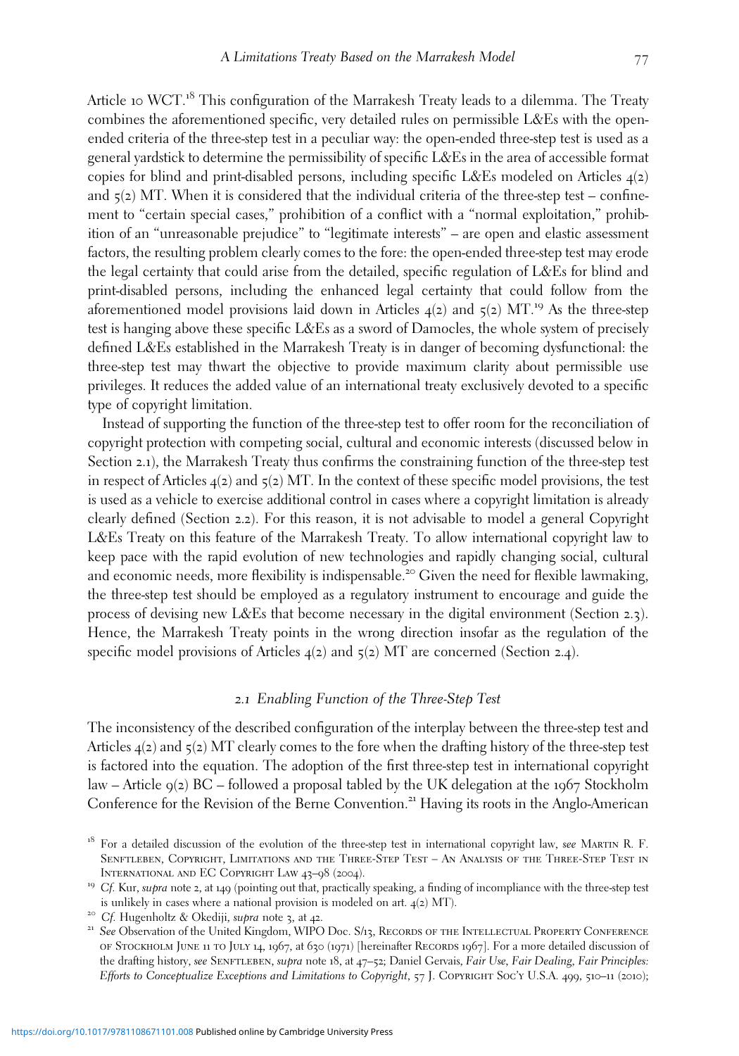Article 10 WCT.[18] This configuration of the Marrakesh Treaty leads to a dilemma. The Treaty combines the aforementioned specific, very detailed rules on permissible L&Es with the open-ended criteria of the three-step test in a peculiar way: the open-ended three-step test is used as a general yardstick to determine the permissibility of specific L&Es in the area of accessible format copies for blind and print-disabled persons, including specific L&Es modeled on Articles 4(2) and 5(2) MT. When it is considered that the individual criteria of the three-step test – confinement to "certain special cases," prohibition of a conflict with a "normal exploitation," prohibition of an "unreasonable prejudice" to "legitimate interests" – are open and elastic assessment factors, the resulting problem clearly comes to the fore: the open-ended three-step test may erode the legal certainty that could arise from the detailed, specific regulation of L&Es for blind and print-disabled persons, including the enhanced legal certainty that could follow from the aforementioned model provisions laid down in Articles 4(2) and 5(2) MT.[19] As the three-step test is hanging above these specific L&Es as a sword of Damocles, the whole system of precisely defined L&Es established in the Marrakesh Treaty is in danger of becoming dysfunctional: the three-step test may thwart the objective to provide maximum clarity about permissible use privileges. It reduces the added value of an international treaty exclusively devoted to a specific type of copyright limitation.

Instead of supporting the function of the three-step test to offer room for the reconciliation of copyright protection with competing social, cultural and economic interests (discussed below in Section 2.1), the Marrakesh Treaty thus confirms the constraining function of the three-step test in respect of Articles 4(2) and 5(2) MT. In the context of these specific model provisions, the test is used as a vehicle to exercise additional control in cases where a copyright limitation is already clearly defined (Section 2.2). For this reason, it is not advisable to model a general Copyright L&Es Treaty on this feature of the Marrakesh Treaty. To allow international copyright law to keep pace with the rapid evolution of new technologies and rapidly changing social, cultural and economic needs, more flexibility is indispensable.[20] Given the need for flexible lawmaking, the three-step test should be employed as a regulatory instrument to encourage and guide the process of devising new L&Es that become necessary in the digital environment (Section 2.3). Hence, the Marrakesh Treaty points in the wrong direction insofar as the regulation of the specific model provisions of Articles 4(2) and 5(2) MT are concerned (Section 2.4).

### 2.1 *Enabling Function of the Three-Step Test*

The inconsistency of the described configuration of the interplay between the three-step test and Articles 4(2) and 5(2) MT clearly comes to the fore when the drafting history of the three-step test is factored into the equation. The adoption of the first three-step test in international copyright law – Article 9(2) BC – followed a proposal tabled by the UK delegation at the 1967 Stockholm Conference for the Revision of the Berne Convention.[21] Having its roots in the Anglo-American

---

[18] For a detailed discussion of the evolution of the three-step test in international copyright law, *see* Martin R. F. Senftleben, Copyright, Limitations and the Three-Step Test – An Analysis of the Three-Step Test in International and EC Copyright Law 43–98 (2004).

[19] *Cf.* Kur, *supra* note 2, at 149 (pointing out that, practically speaking, a finding of incompliance with the three-step test is unlikely in cases where a national provision is modeled on art. 4(2) MT).

[20] *Cf.* Hugenholtz & Okediji, *supra* note 3, at 42.

[21] *See* Observation of the United Kingdom, WIPO Doc. S/13, Records of the Intellectual Property Conference of Stockholm June 11 to July 14, 1967, at 630 (1971) [hereinafter Records 1967]. For a more detailed discussion of the drafting history, *see* Senftleben, *supra* note 18, at 47–52; Daniel Gervais, *Fair Use, Fair Dealing, Fair Principles: Efforts to Conceptualize Exceptions and Limitations to Copyright*, 57 J. Copyright Soc'y U.S.A. 499, 510–11 (2010);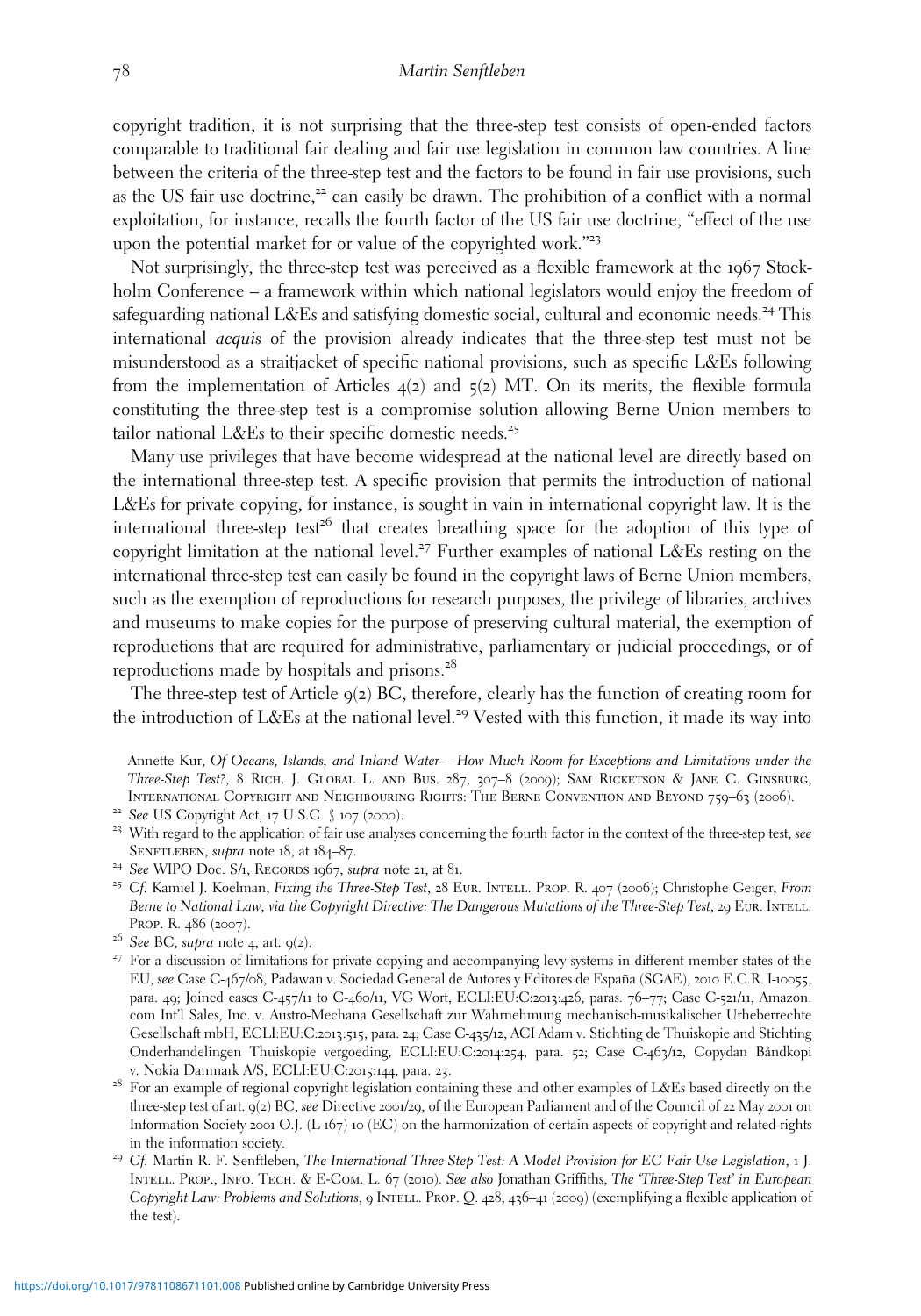copyright tradition, it is not surprising that the three-step test consists of open-ended factors comparable to traditional fair dealing and fair use legislation in common law countries. A line between the criteria of the three-step test and the factors to be found in fair use provisions, such as the US fair use doctrine,[22] can easily be drawn. The prohibition of a conflict with a normal exploitation, for instance, recalls the fourth factor of the US fair use doctrine, "effect of the use upon the potential market for or value of the copyrighted work."[23]

Not surprisingly, the three-step test was perceived as a flexible framework at the 1967 Stockholm Conference – a framework within which national legislators would enjoy the freedom of safeguarding national L&Es and satisfying domestic social, cultural and economic needs.[24] This international *acquis* of the provision already indicates that the three-step test must not be misunderstood as a straitjacket of specific national provisions, such as specific L&Es following from the implementation of Articles 4(2) and 5(2) MT. On its merits, the flexible formula constituting the three-step test is a compromise solution allowing Berne Union members to tailor national L&Es to their specific domestic needs.[25]

Many use privileges that have become widespread at the national level are directly based on the international three-step test. A specific provision that permits the introduction of national L&Es for private copying, for instance, is sought in vain in international copyright law. It is the international three-step test[26] that creates breathing space for the adoption of this type of copyright limitation at the national level.[27] Further examples of national L&Es resting on the international three-step test can easily be found in the copyright laws of Berne Union members, such as the exemption of reproductions for research purposes, the privilege of libraries, archives and museums to make copies for the purpose of preserving cultural material, the exemption of reproductions that are required for administrative, parliamentary or judicial proceedings, or of reproductions made by hospitals and prisons.[28]

The three-step test of Article 9(2) BC, therefore, clearly has the function of creating room for the introduction of L&Es at the national level.[29] Vested with this function, it made its way into

Annette Kur, *Of Oceans, Islands, and Inland Water – How Much Room for Exceptions and Limitations under the Three-Step Test?*, 8 Rich. J. Global L. and Bus. 287, 307–8 (2009); Sam Ricketson & Jane C. Ginsburg, International Copyright and Neighbouring Rights: The Berne Convention and Beyond 759–63 (2006).

[22] *See* US Copyright Act, 17 U.S.C. § 107 (2000).

[23] With regard to the application of fair use analyses concerning the fourth factor in the context of the three-step test, *see* Senftleben, *supra* note 18, at 184–87.

[24] *See* WIPO Doc. S/1, Records 1967, *supra* note 21, at 81.

[25] *Cf.* Kamiel J. Koelman, *Fixing the Three-Step Test*, 28 Eur. Intell. Prop. R. 407 (2006); Christophe Geiger, *From Berne to National Law, via the Copyright Directive: The Dangerous Mutations of the Three-Step Test*, 29 Eur. Intell. Prop. R. 486 (2007).

[26] *See* BC, *supra* note 4, art. 9(2).

[27] For a discussion of limitations for private copying and accompanying levy systems in different member states of the EU, *see* Case C-467/08, Padawan v. Sociedad General de Autores y Editores de España (SGAE), 2010 E.C.R. I-10055, para. 49; Joined cases C-457/11 to C-460/11, VG Wort, ECLI:EU:C:2013:426, paras. 76–77; Case C-521/11, Amazon.com Int'l Sales, Inc. v. Austro-Mechana Gesellschaft zur Wahrnehmung mechanisch-musikalischer Urheberrechte Gesellschaft mbH, ECLI:EU:C:2013:515, para. 24; Case C-435/12, ACI Adam v. Stichting de Thuiskopie and Stichting Onderhandelingen Thuiskopie vergoeding, ECLI:EU:C:2014:254, para. 52; Case C-463/12, Copydan Båndkopi v. Nokia Danmark A/S, ECLI:EU:C:2015:144, para. 23.

[28] For an example of regional copyright legislation containing these and other examples of L&Es based directly on the three-step test of art. 9(2) BC, *see* Directive 2001/29, of the European Parliament and of the Council of 22 May 2001 on Information Society 2001 O.J. (L 167) 10 (EC) on the harmonization of certain aspects of copyright and related rights in the information society.

[29] *Cf.* Martin R. F. Senftleben, *The International Three-Step Test: A Model Provision for EC Fair Use Legislation*, 1 J. Intell. Prop., Info. Tech. & E-Com. L. 67 (2010). *See also* Jonathan Griffiths, *The 'Three-Step Test' in European Copyright Law: Problems and Solutions*, 9 Intell. Prop. Q. 428, 436–41 (2009) (exemplifying a flexible application of the test).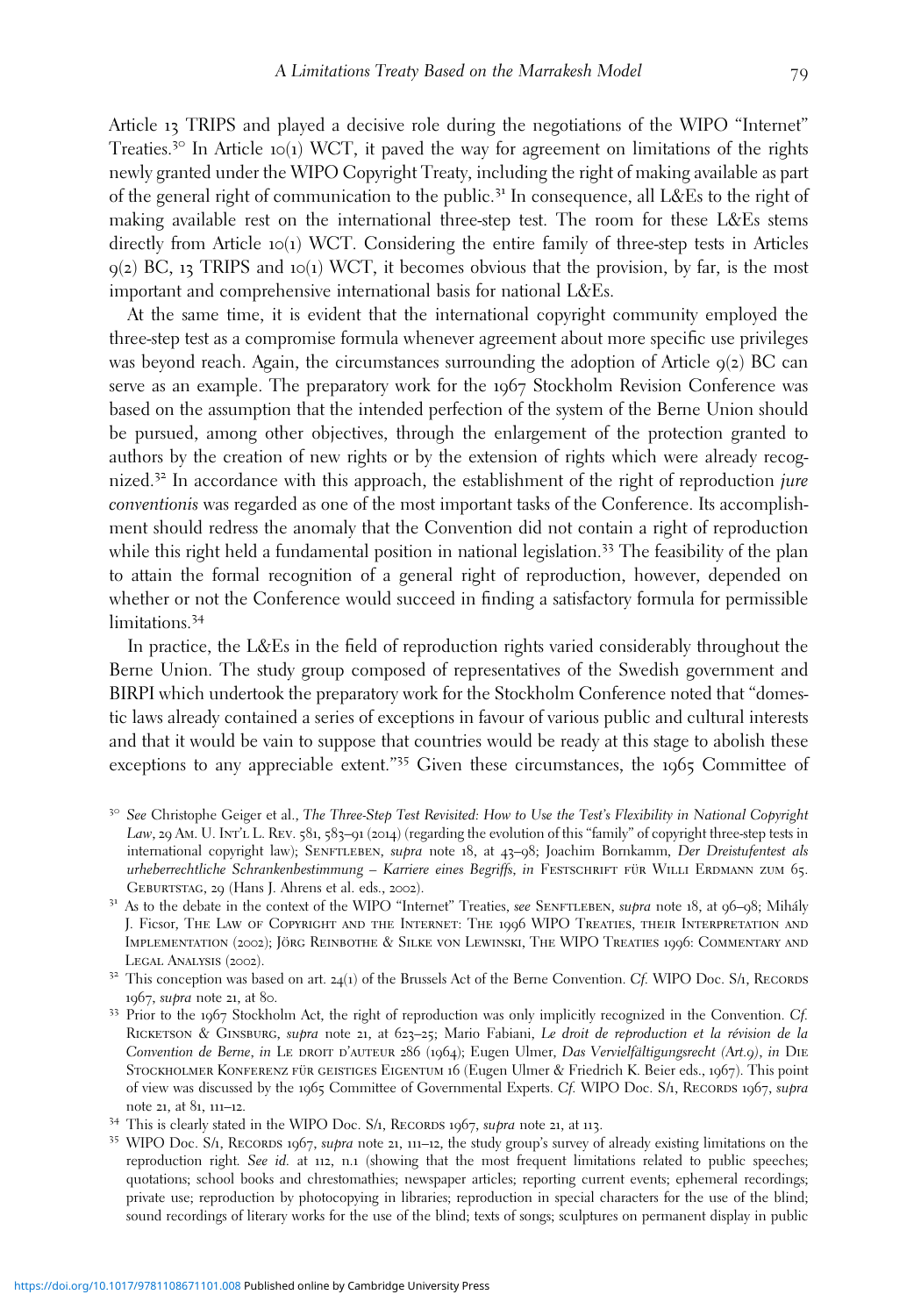Article 13 TRIPS and played a decisive role during the negotiations of the WIPO "Internet" Treaties.[30] In Article 10(1) WCT, it paved the way for agreement on limitations of the rights newly granted under the WIPO Copyright Treaty, including the right of making available as part of the general right of communication to the public.[31] In consequence, all L&Es to the right of making available rest on the international three-step test. The room for these L&Es stems directly from Article 10(1) WCT. Considering the entire family of three-step tests in Articles 9(2) BC, 13 TRIPS and 10(1) WCT, it becomes obvious that the provision, by far, is the most important and comprehensive international basis for national L&Es.

At the same time, it is evident that the international copyright community employed the three-step test as a compromise formula whenever agreement about more specific use privileges was beyond reach. Again, the circumstances surrounding the adoption of Article 9(2) BC can serve as an example. The preparatory work for the 1967 Stockholm Revision Conference was based on the assumption that the intended perfection of the system of the Berne Union should be pursued, among other objectives, through the enlargement of the protection granted to authors by the creation of new rights or by the extension of rights which were already recognized.[32] In accordance with this approach, the establishment of the right of reproduction *jure conventionis* was regarded as one of the most important tasks of the Conference. Its accomplishment should redress the anomaly that the Convention did not contain a right of reproduction while this right held a fundamental position in national legislation.[33] The feasibility of the plan to attain the formal recognition of a general right of reproduction, however, depended on whether or not the Conference would succeed in finding a satisfactory formula for permissible limitations.[34]

In practice, the L&Es in the field of reproduction rights varied considerably throughout the Berne Union. The study group composed of representatives of the Swedish government and BIRPI which undertook the preparatory work for the Stockholm Conference noted that "domestic laws already contained a series of exceptions in favour of various public and cultural interests and that it would be vain to suppose that countries would be ready at this stage to abolish these exceptions to any appreciable extent."[35] Given these circumstances, the 1965 Committee of

---

[30] *See* Christophe Geiger et al., *The Three-Step Test Revisited: How to Use the Test's Flexibility in National Copyright Law*, 29 Am. U. Int'l L. Rev. 581, 583–91 (2014) (regarding the evolution of this "family" of copyright three-step tests in international copyright law); Senftleben, *supra* note 18, at 43–98; Joachim Bornkamm, *Der Dreistufentest als urheberrechtliche Schrankenbestimmung – Karriere eines Begriffs*, *in* Festschrift für Willi Erdmann zum 65. Geburtstag, 29 (Hans J. Ahrens et al. eds., 2002).

[31] As to the debate in the context of the WIPO "Internet" Treaties, *see* Senftleben, *supra* note 18, at 96–98; Mihály J. Ficsor, The Law of Copyright and the Internet: The 1996 WIPO Treaties, their Interpretation and Implementation (2002); Jörg Reinbothe & Silke von Lewinski, The WIPO Treaties 1996: Commentary and Legal Analysis (2002).

[32] This conception was based on art. 24(1) of the Brussels Act of the Berne Convention. *Cf.* WIPO Doc. S/1, Records 1967, *supra* note 21, at 80.

[33] Prior to the 1967 Stockholm Act, the right of reproduction was only implicitly recognized in the Convention. *Cf.* Ricketson & Ginsburg, *supra* note 21, at 623–25; Mario Fabiani, *Le droit de reproduction et la révision de la Convention de Berne*, *in* Le droit d'auteur 286 (1964); Eugen Ulmer, *Das Vervielfältigungsrecht (Art.9)*, *in* Die Stockholmer Konferenz für geistiges Eigentum 16 (Eugen Ulmer & Friedrich K. Beier eds., 1967). This point of view was discussed by the 1965 Committee of Governmental Experts. *Cf.* WIPO Doc. S/1, Records 1967, *supra* note 21, at 81, 111–12.

[34] This is clearly stated in the WIPO Doc. S/1, Records 1967, *supra* note 21, at 113.

[35] WIPO Doc. S/1, Records 1967, *supra* note 21, 111–12, the study group's survey of already existing limitations on the reproduction right. *See id.* at 112, n.1 (showing that the most frequent limitations related to public speeches; quotations; school books and chrestomathies; newspaper articles; reporting current events; ephemeral recordings; private use; reproduction by photocopying in libraries; reproduction in special characters for the use of the blind; sound recordings of literary works for the use of the blind; texts of songs; sculptures on permanent display in public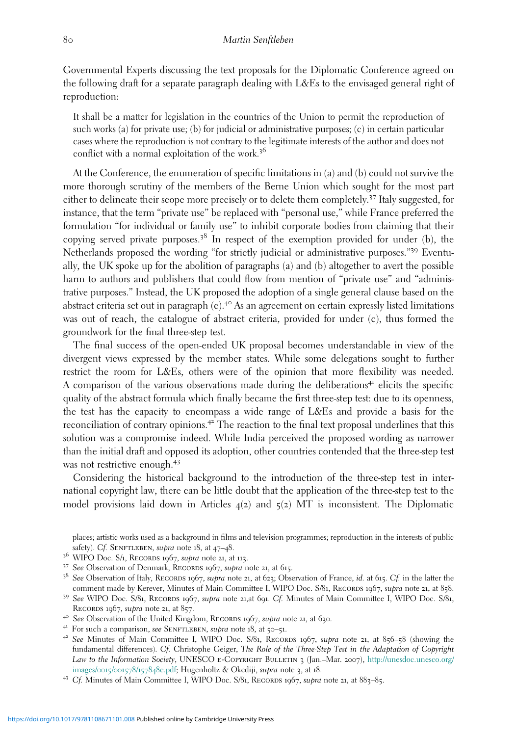Governmental Experts discussing the text proposals for the Diplomatic Conference agreed on the following draft for a separate paragraph dealing with L&Es to the envisaged general right of reproduction:

> It shall be a matter for legislation in the countries of the Union to permit the reproduction of such works (a) for private use; (b) for judicial or administrative purposes; (c) in certain particular cases where the reproduction is not contrary to the legitimate interests of the author and does not conflict with a normal exploitation of the work.[36]

At the Conference, the enumeration of specific limitations in (a) and (b) could not survive the more thorough scrutiny of the members of the Berne Union which sought for the most part either to delineate their scope more precisely or to delete them completely.[37] Italy suggested, for instance, that the term "private use" be replaced with "personal use," while France preferred the formulation "for individual or family use" to inhibit corporate bodies from claiming that their copying served private purposes.[38] In respect of the exemption provided for under (b), the Netherlands proposed the wording "for strictly judicial or administrative purposes."[39] Eventually, the UK spoke up for the abolition of paragraphs (a) and (b) altogether to avert the possible harm to authors and publishers that could flow from mention of "private use" and "administrative purposes." Instead, the UK proposed the adoption of a single general clause based on the abstract criteria set out in paragraph (c).[40] As an agreement on certain expressly listed limitations was out of reach, the catalogue of abstract criteria, provided for under (c), thus formed the groundwork for the final three-step test.

The final success of the open-ended UK proposal becomes understandable in view of the divergent views expressed by the member states. While some delegations sought to further restrict the room for L&Es, others were of the opinion that more flexibility was needed. A comparison of the various observations made during the deliberations[41] elicits the specific quality of the abstract formula which finally became the first three-step test: due to its openness, the test has the capacity to encompass a wide range of L&Es and provide a basis for the reconciliation of contrary opinions.[42] The reaction to the final text proposal underlines that this solution was a compromise indeed. While India perceived the proposed wording as narrower than the initial draft and opposed its adoption, other countries contended that the three-step test was not restrictive enough.[43]

Considering the historical background to the introduction of the three-step test in international copyright law, there can be little doubt that the application of the three-step test to the model provisions laid down in Articles 4(2) and 5(2) MT is inconsistent. The Diplomatic

places; artistic works used as a background in films and television programmes; reproduction in the interests of public safety). *Cf.* Senftleben, *supra* note 18, at 47–48.

[36] WIPO Doc. S/1, Records 1967, *supra* note 21, at 113.

[37] *See* Observation of Denmark, Records 1967, *supra* note 21, at 615.

[38] *See* Observation of Italy, Records 1967, *supra* note 21, at 623; Observation of France, *id.* at 615. *Cf.* in the latter the comment made by Kerever, Minutes of Main Committee I, WIPO Doc. S/81, Records 1967, *supra* note 21, at 858.

[39] *See* WIPO Doc. S/81, Records 1967, *supra* note 21,at 691. *Cf.* Minutes of Main Committee I, WIPO Doc. S/81, Records 1967, *supra* note 21, at 857.

[40] *See* Observation of the United Kingdom, Records 1967, *supra* note 21, at 630.

[41] For such a comparison, *see* Senftleben, *supra* note 18, at 50–51.

[42] *See* Minutes of Main Committee I, WIPO Doc. S/81, Records 1967, *supra* note 21, at 856–58 (showing the fundamental differences). *Cf.* Christophe Geiger, *The Role of the Three-Step Test in the Adaptation of Copyright Law to the Information Society*, UNESCO e-Copyright Bulletin 3 (Jan.–Mar. 2007), http://unesdoc.unesco.org/images/0015/001578/157848e.pdf; Hugenholtz & Okediji, *supra* note 3, at 18.

[43] *Cf.* Minutes of Main Committee I, WIPO Doc. S/81, Records 1967, *supra* note 21, at 883–85.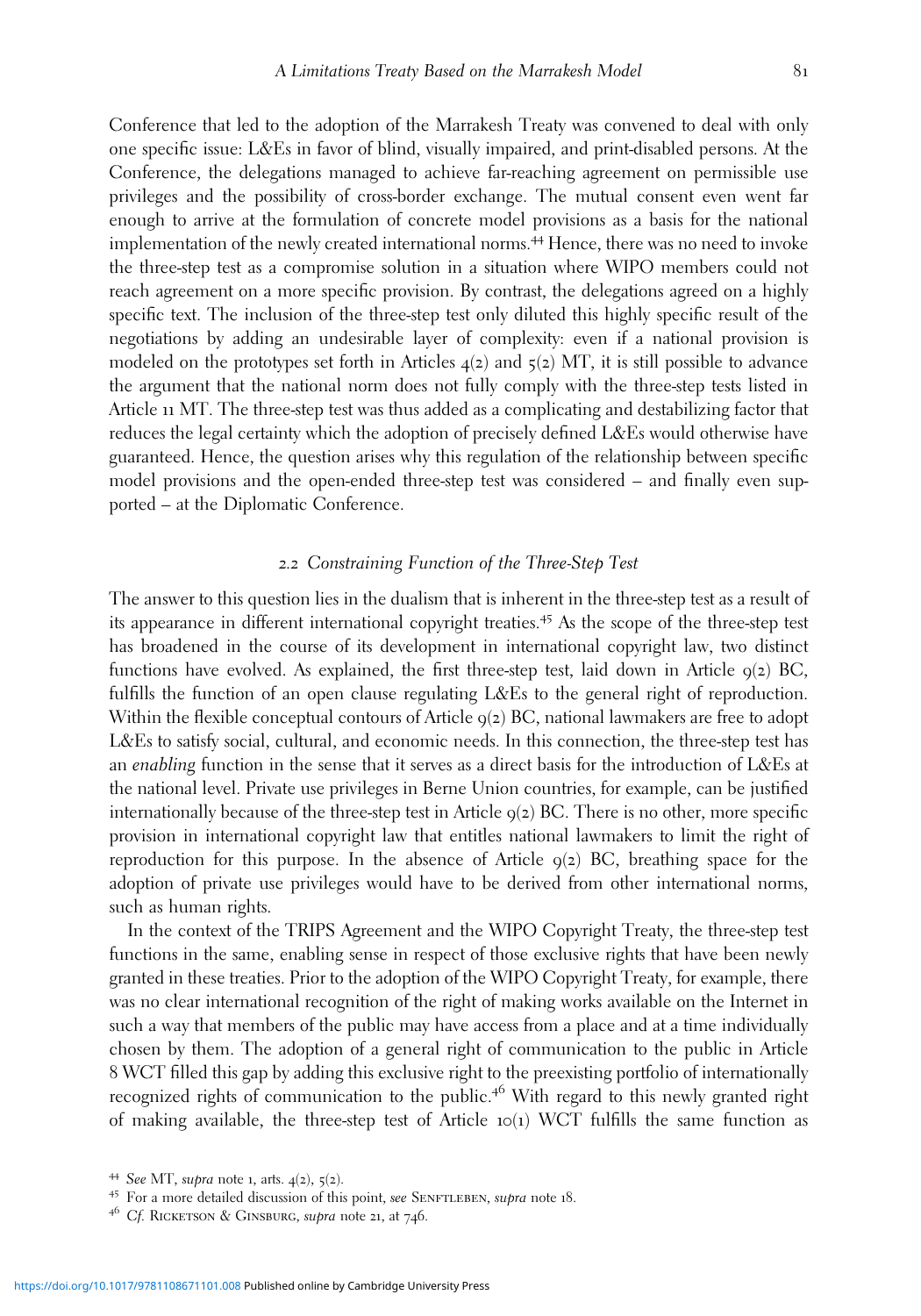Conference that led to the adoption of the Marrakesh Treaty was convened to deal with only one specific issue: L&Es in favor of blind, visually impaired, and print-disabled persons. At the Conference, the delegations managed to achieve far-reaching agreement on permissible use privileges and the possibility of cross-border exchange. The mutual consent even went far enough to arrive at the formulation of concrete model provisions as a basis for the national implementation of the newly created international norms.[44] Hence, there was no need to invoke the three-step test as a compromise solution in a situation where WIPO members could not reach agreement on a more specific provision. By contrast, the delegations agreed on a highly specific text. The inclusion of the three-step test only diluted this highly specific result of the negotiations by adding an undesirable layer of complexity: even if a national provision is modeled on the prototypes set forth in Articles 4(2) and 5(2) MT, it is still possible to advance the argument that the national norm does not fully comply with the three-step tests listed in Article 11 MT. The three-step test was thus added as a complicating and destabilizing factor that reduces the legal certainty which the adoption of precisely defined L&Es would otherwise have guaranteed. Hence, the question arises why this regulation of the relationship between specific model provisions and the open-ended three-step test was considered – and finally even supported – at the Diplomatic Conference.

### 2.2 Constraining Function of the Three-Step Test

The answer to this question lies in the dualism that is inherent in the three-step test as a result of its appearance in different international copyright treaties.[45] As the scope of the three-step test has broadened in the course of its development in international copyright law, two distinct functions have evolved. As explained, the first three-step test, laid down in Article 9(2) BC, fulfills the function of an open clause regulating L&Es to the general right of reproduction. Within the flexible conceptual contours of Article 9(2) BC, national lawmakers are free to adopt L&Es to satisfy social, cultural, and economic needs. In this connection, the three-step test has an *enabling* function in the sense that it serves as a direct basis for the introduction of L&Es at the national level. Private use privileges in Berne Union countries, for example, can be justified internationally because of the three-step test in Article 9(2) BC. There is no other, more specific provision in international copyright law that entitles national lawmakers to limit the right of reproduction for this purpose. In the absence of Article 9(2) BC, breathing space for the adoption of private use privileges would have to be derived from other international norms, such as human rights.

In the context of the TRIPS Agreement and the WIPO Copyright Treaty, the three-step test functions in the same, enabling sense in respect of those exclusive rights that have been newly granted in these treaties. Prior to the adoption of the WIPO Copyright Treaty, for example, there was no clear international recognition of the right of making works available on the Internet in such a way that members of the public may have access from a place and at a time individually chosen by them. The adoption of a general right of communication to the public in Article 8 WCT filled this gap by adding this exclusive right to the preexisting portfolio of internationally recognized rights of communication to the public.[46] With regard to this newly granted right of making available, the three-step test of Article 10(1) WCT fulfills the same function as

---

[44] *See* MT, *supra* note 1, arts. 4(2), 5(2).

[45] For a more detailed discussion of this point, *see* Senftleben, *supra* note 18.

[46] *Cf.* Ricketson & Ginsburg, *supra* note 21, at 746.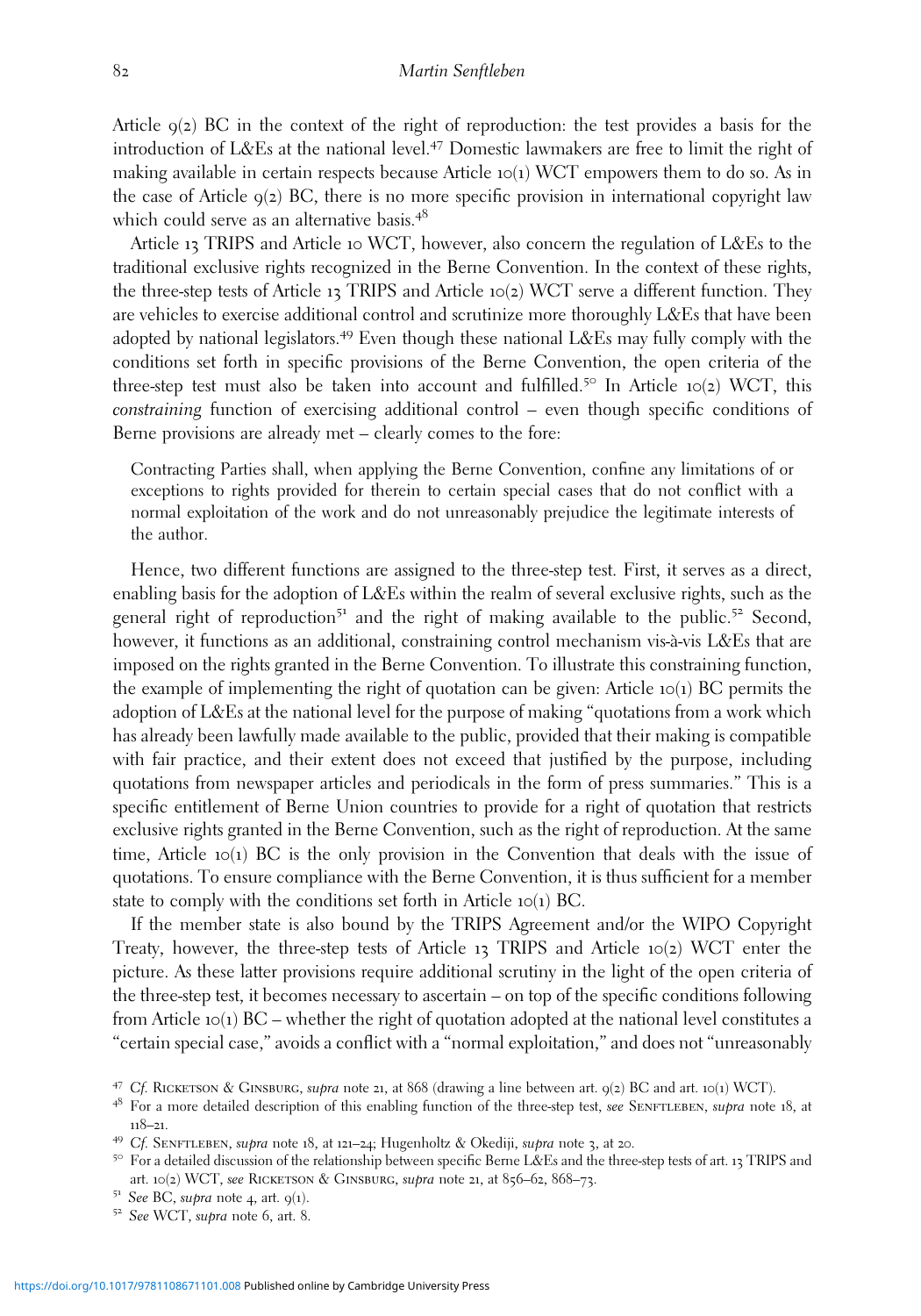Article 9(2) BC in the context of the right of reproduction: the test provides a basis for the introduction of L&Es at the national level.[47] Domestic lawmakers are free to limit the right of making available in certain respects because Article 10(1) WCT empowers them to do so. As in the case of Article 9(2) BC, there is no more specific provision in international copyright law which could serve as an alternative basis.[48]

Article 13 TRIPS and Article 10 WCT, however, also concern the regulation of L&Es to the traditional exclusive rights recognized in the Berne Convention. In the context of these rights, the three-step tests of Article 13 TRIPS and Article 10(2) WCT serve a different function. They are vehicles to exercise additional control and scrutinize more thoroughly L&Es that have been adopted by national legislators.[49] Even though these national L&Es may fully comply with the conditions set forth in specific provisions of the Berne Convention, the open criteria of the three-step test must also be taken into account and fulfilled.[50] In Article 10(2) WCT, this *constraining* function of exercising additional control – even though specific conditions of Berne provisions are already met – clearly comes to the fore:

> Contracting Parties shall, when applying the Berne Convention, confine any limitations of or exceptions to rights provided for therein to certain special cases that do not conflict with a normal exploitation of the work and do not unreasonably prejudice the legitimate interests of the author.

Hence, two different functions are assigned to the three-step test. First, it serves as a direct, enabling basis for the adoption of L&Es within the realm of several exclusive rights, such as the general right of reproduction[51] and the right of making available to the public.[52] Second, however, it functions as an additional, constraining control mechanism vis-à-vis L&Es that are imposed on the rights granted in the Berne Convention. To illustrate this constraining function, the example of implementing the right of quotation can be given: Article 10(1) BC permits the adoption of L&Es at the national level for the purpose of making "quotations from a work which has already been lawfully made available to the public, provided that their making is compatible with fair practice, and their extent does not exceed that justified by the purpose, including quotations from newspaper articles and periodicals in the form of press summaries." This is a specific entitlement of Berne Union countries to provide for a right of quotation that restricts exclusive rights granted in the Berne Convention, such as the right of reproduction. At the same time, Article 10(1) BC is the only provision in the Convention that deals with the issue of quotations. To ensure compliance with the Berne Convention, it is thus sufficient for a member state to comply with the conditions set forth in Article 10(1) BC.

If the member state is also bound by the TRIPS Agreement and/or the WIPO Copyright Treaty, however, the three-step tests of Article 13 TRIPS and Article 10(2) WCT enter the picture. As these latter provisions require additional scrutiny in the light of the open criteria of the three-step test, it becomes necessary to ascertain – on top of the specific conditions following from Article 10(1) BC – whether the right of quotation adopted at the national level constitutes a "certain special case," avoids a conflict with a "normal exploitation," and does not "unreasonably

---

[47] *Cf.* Ricketson & Ginsburg, *supra* note 21, at 868 (drawing a line between art. 9(2) BC and art. 10(1) WCT).

[48] For a more detailed description of this enabling function of the three-step test, *see* Senftleben, *supra* note 18, at 118–21.

[49] *Cf.* Senftleben, *supra* note 18, at 121–24; Hugenholtz & Okediji, *supra* note 3, at 20.

[50] For a detailed discussion of the relationship between specific Berne L&Es and the three-step tests of art. 13 TRIPS and art. 10(2) WCT, *see* Ricketson & Ginsburg, *supra* note 21, at 856–62, 868–73.

[51] *See* BC, *supra* note 4, art. 9(1).

[52] *See* WCT, *supra* note 6, art. 8.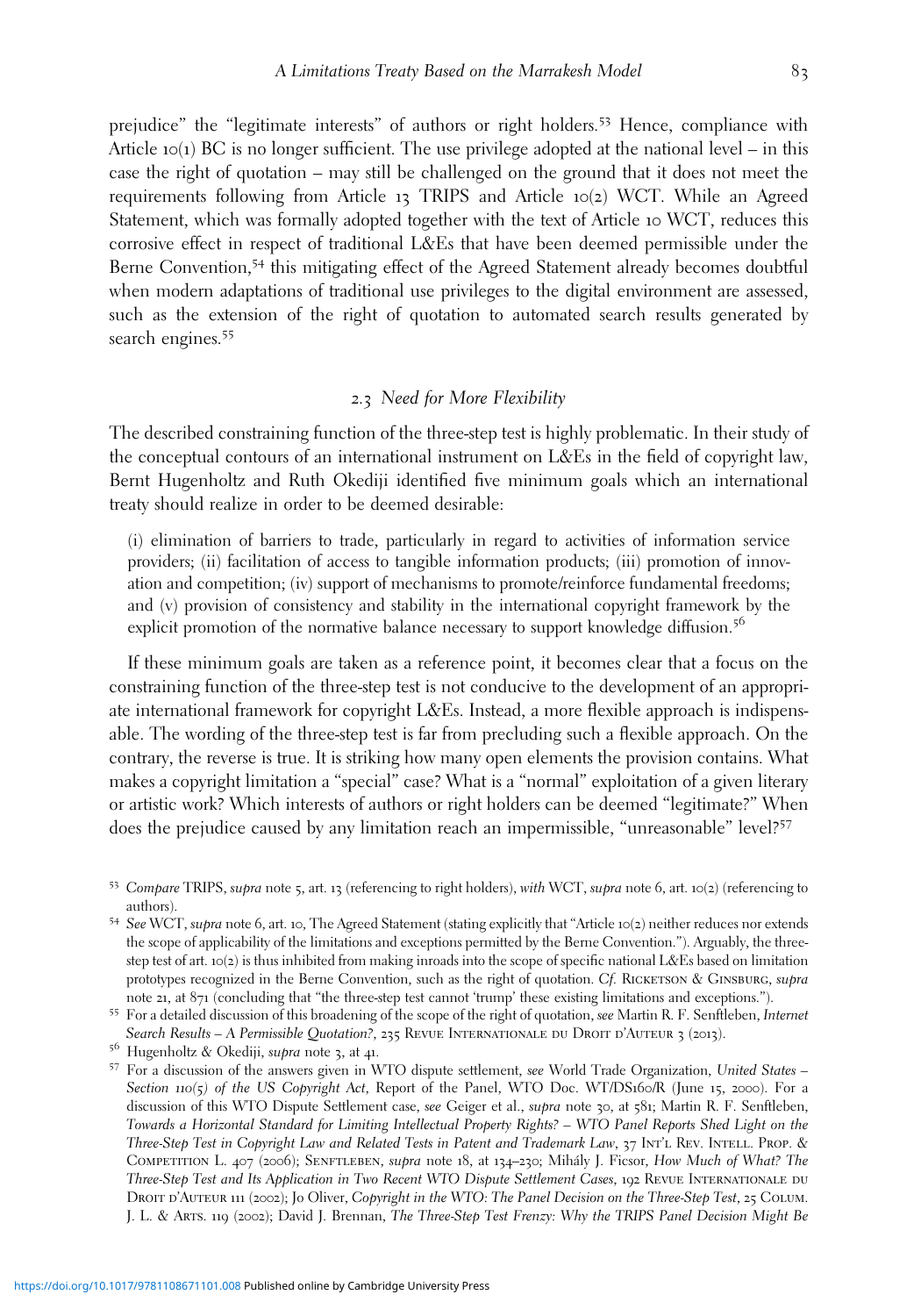prejudice" the "legitimate interests" of authors or right holders.[53] Hence, compliance with Article 10(1) BC is no longer sufficient. The use privilege adopted at the national level – in this case the right of quotation – may still be challenged on the ground that it does not meet the requirements following from Article 13 TRIPS and Article 10(2) WCT. While an Agreed Statement, which was formally adopted together with the text of Article 10 WCT, reduces this corrosive effect in respect of traditional L&Es that have been deemed permissible under the Berne Convention,[54] this mitigating effect of the Agreed Statement already becomes doubtful when modern adaptations of traditional use privileges to the digital environment are assessed, such as the extension of the right of quotation to automated search results generated by search engines.[55]

### 2.3 *Need for More Flexibility*

The described constraining function of the three-step test is highly problematic. In their study of the conceptual contours of an international instrument on L&Es in the field of copyright law, Bernt Hugenholtz and Ruth Okediji identified five minimum goals which an international treaty should realize in order to be deemed desirable:

> (i) elimination of barriers to trade, particularly in regard to activities of information service providers; (ii) facilitation of access to tangible information products; (iii) promotion of innovation and competition; (iv) support of mechanisms to promote/reinforce fundamental freedoms; and (v) provision of consistency and stability in the international copyright framework by the explicit promotion of the normative balance necessary to support knowledge diffusion.[56]

If these minimum goals are taken as a reference point, it becomes clear that a focus on the constraining function of the three-step test is not conducive to the development of an appropriate international framework for copyright L&Es. Instead, a more flexible approach is indispensable. The wording of the three-step test is far from precluding such a flexible approach. On the contrary, the reverse is true. It is striking how many open elements the provision contains. What makes a copyright limitation a "special" case? What is a "normal" exploitation of a given literary or artistic work? Which interests of authors or right holders can be deemed "legitimate?" When does the prejudice caused by any limitation reach an impermissible, "unreasonable" level?[57]

---

[53] *Compare* TRIPS, *supra* note 5, art. 13 (referencing to right holders), *with* WCT, *supra* note 6, art. 10(2) (referencing to authors).

[54] *See* WCT, *supra* note 6, art. 10, The Agreed Statement (stating explicitly that "Article 10(2) neither reduces nor extends the scope of applicability of the limitations and exceptions permitted by the Berne Convention."). Arguably, the three-step test of art. 10(2) is thus inhibited from making inroads into the scope of specific national L&Es based on limitation prototypes recognized in the Berne Convention, such as the right of quotation. *Cf.* Ricketson & Ginsburg, *supra* note 21, at 871 (concluding that "the three-step test cannot 'trump' these existing limitations and exceptions.").

[55] For a detailed discussion of this broadening of the scope of the right of quotation, *see* Martin R. F. Senftleben, *Internet Search Results – A Permissible Quotation?*, 235 Revue Internationale du Droit d'Auteur 3 (2013).

[56] Hugenholtz & Okediji, *supra* note 3, at 41.

[57] For a discussion of the answers given in WTO dispute settlement, *see* World Trade Organization, *United States – Section 110(5) of the US Copyright Act*, Report of the Panel, WTO Doc. WT/DS160/R (June 15, 2000). For a discussion of this WTO Dispute Settlement case, *see* Geiger et al., *supra* note 30, at 581; Martin R. F. Senftleben, *Towards a Horizontal Standard for Limiting Intellectual Property Rights? – WTO Panel Reports Shed Light on the Three-Step Test in Copyright Law and Related Tests in Patent and Trademark Law*, 37 Int'l Rev. Intell. Prop. & Competition L. 407 (2006); Senftleben, *supra* note 18, at 134–230; Mihály J. Ficsor, *How Much of What? The Three-Step Test and Its Application in Two Recent WTO Dispute Settlement Cases*, 192 Revue Internationale du Droit d'Auteur 111 (2002); Jo Oliver, *Copyright in the WTO: The Panel Decision on the Three-Step Test*, 25 Colum. J. L. & Arts. 119 (2002); David J. Brennan, *The Three-Step Test Frenzy: Why the TRIPS Panel Decision Might Be*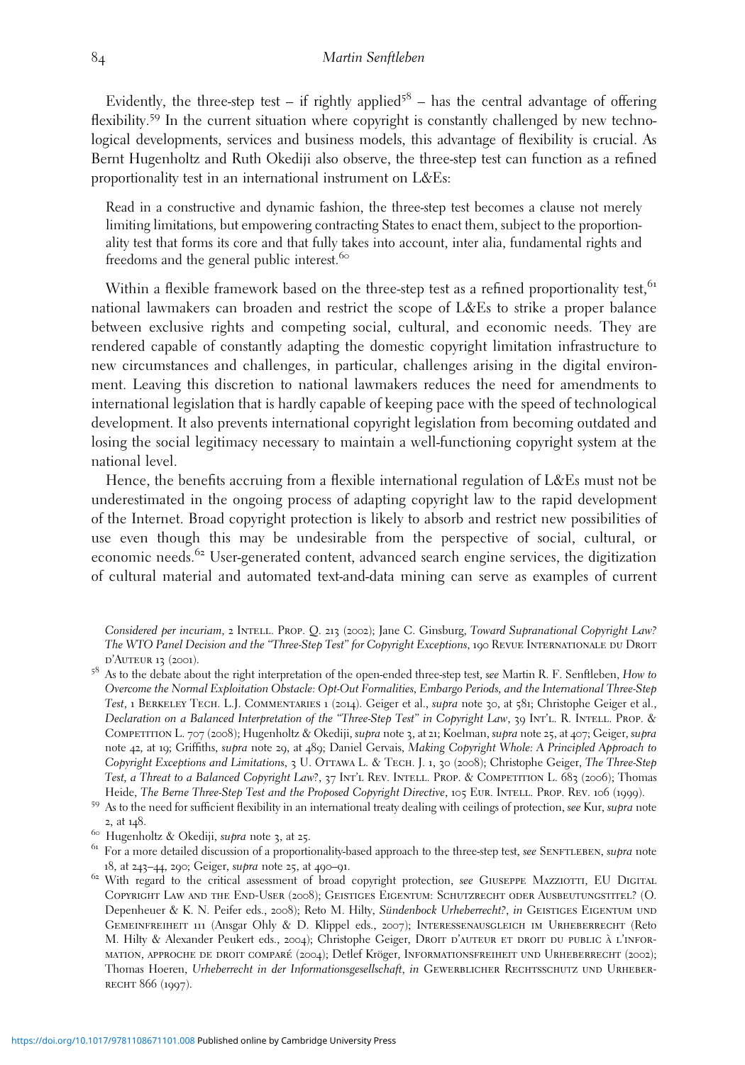Evidently, the three-step test – if rightly applied[58] – has the central advantage of offering flexibility.[59] In the current situation where copyright is constantly challenged by new technological developments, services and business models, this advantage of flexibility is crucial. As Bernt Hugenholtz and Ruth Okediji also observe, the three-step test can function as a refined proportionality test in an international instrument on L&Es:

> Read in a constructive and dynamic fashion, the three-step test becomes a clause not merely limiting limitations, but empowering contracting States to enact them, subject to the proportionality test that forms its core and that fully takes into account, inter alia, fundamental rights and freedoms and the general public interest.[60]

Within a flexible framework based on the three-step test as a refined proportionality test,[61] national lawmakers can broaden and restrict the scope of L&Es to strike a proper balance between exclusive rights and competing social, cultural, and economic needs. They are rendered capable of constantly adapting the domestic copyright limitation infrastructure to new circumstances and challenges, in particular, challenges arising in the digital environment. Leaving this discretion to national lawmakers reduces the need for amendments to international legislation that is hardly capable of keeping pace with the speed of technological development. It also prevents international copyright legislation from becoming outdated and losing the social legitimacy necessary to maintain a well-functioning copyright system at the national level.

Hence, the benefits accruing from a flexible international regulation of L&Es must not be underestimated in the ongoing process of adapting copyright law to the rapid development of the Internet. Broad copyright protection is likely to absorb and restrict new possibilities of use even though this may be undesirable from the perspective of social, cultural, or economic needs.[62] User-generated content, advanced search engine services, the digitization of cultural material and automated text-and-data mining can serve as examples of current

---

*Considered per incuriam*, 2 Intell. Prop. Q. 213 (2002); Jane C. Ginsburg, *Toward Supranational Copyright Law? The WTO Panel Decision and the "Three-Step Test" for Copyright Exceptions*, 190 Revue Internationale du Droit d'Auteur 13 (2001).

[58] As to the debate about the right interpretation of the open-ended three-step test, *see* Martin R. F. Senftleben, *How to Overcome the Normal Exploitation Obstacle: Opt-Out Formalities, Embargo Periods, and the International Three-Step Test*, 1 Berkeley Tech. L.J. Commentaries 1 (2014). Geiger et al., *supra* note 30, at 581; Christophe Geiger et al., *Declaration on a Balanced Interpretation of the "Three-Step Test" in Copyright Law*, 39 Int'l. R. Intell. Prop. & Competition L. 707 (2008); Hugenholtz & Okediji, *supra* note 3, at 21; Koelman, *supra* note 25, at 407; Geiger, *supra* note 42, at 19; Griffiths, *supra* note 29, at 489; Daniel Gervais, *Making Copyright Whole: A Principled Approach to Copyright Exceptions and Limitations*, 3 U. Ottawa L. & Tech. J. 1, 30 (2008); Christophe Geiger, *The Three-Step Test, a Threat to a Balanced Copyright Law?*, 37 Int'l Rev. Intell. Prop. & Competition L. 683 (2006); Thomas Heide, *The Berne Three-Step Test and the Proposed Copyright Directive*, 105 Eur. Intell. Prop. Rev. 106 (1999).

[59] As to the need for sufficient flexibility in an international treaty dealing with ceilings of protection, *see* Kur, *supra* note 2, at 148.

[60] Hugenholtz & Okediji, *supra* note 3, at 25.

[61] For a more detailed discussion of a proportionality-based approach to the three-step test, *see* Senftleben, *supra* note 18, at 243–44, 290; Geiger, *supra* note 25, at 490–91.

[62] With regard to the critical assessment of broad copyright protection, *see* Giuseppe Mazziotti, EU Digital Copyright Law and the End-User (2008); Geistiges Eigentum: Schutzrecht oder Ausbeutungstitel? (O. Depenheuer & K. N. Peifer eds., 2008); Reto M. Hilty, *Sündenbock Urheberrecht?*, *in* Geistiges Eigentum und Gemeinfreiheit 111 (Ansgar Ohly & D. Klippel eds., 2007); Interessenausgleich im Urheberrecht (Reto M. Hilty & Alexander Peukert eds., 2004); Christophe Geiger, Droit d'auteur et droit du public à l'information, approche de droit comparé (2004); Detlef Kröger, Informationsfreiheit und Urheberrecht (2002); Thomas Hoeren, *Urheberrecht in der Informationsgesellschaft*, *in* Gewerblicher Rechtsschutz und Urheberrecht 866 (1997).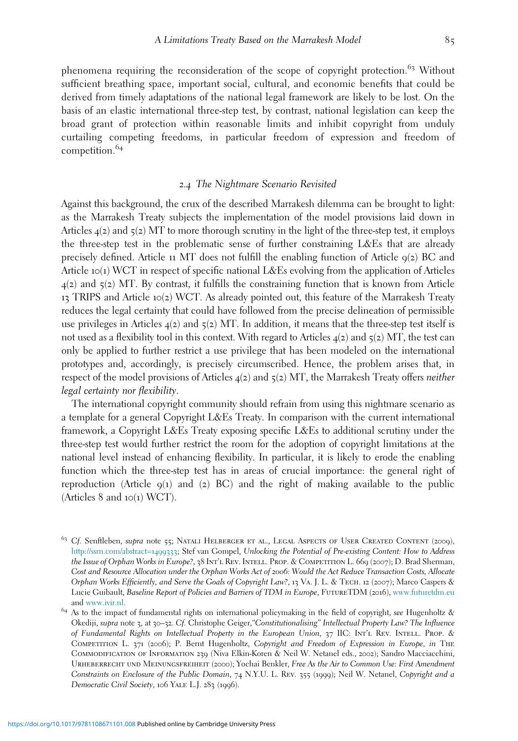phenomena requiring the reconsideration of the scope of copyright protection.[63] Without sufficient breathing space, important social, cultural, and economic benefits that could be derived from timely adaptations of the national legal framework are likely to be lost. On the basis of an elastic international three-step test, by contrast, national legislation can keep the broad grant of protection within reasonable limits and inhibit copyright from unduly curtailing competing freedoms, in particular freedom of expression and freedom of competition.[64]

### *2.4 The Nightmare Scenario Revisited*

Against this background, the crux of the described Marrakesh dilemma can be brought to light: as the Marrakesh Treaty subjects the implementation of the model provisions laid down in Articles 4(2) and 5(2) MT to more thorough scrutiny in the light of the three-step test, it employs the three-step test in the problematic sense of further constraining L&Es that are already precisely defined. Article 11 MT does not fulfill the enabling function of Article 9(2) BC and Article 10(1) WCT in respect of specific national L&Es evolving from the application of Articles 4(2) and 5(2) MT. By contrast, it fulfills the constraining function that is known from Article 13 TRIPS and Article 10(2) WCT. As already pointed out, this feature of the Marrakesh Treaty reduces the legal certainty that could have followed from the precise delineation of permissible use privileges in Articles 4(2) and 5(2) MT. In addition, it means that the three-step test itself is not used as a flexibility tool in this context. With regard to Articles 4(2) and 5(2) MT, the test can only be applied to further restrict a use privilege that has been modeled on the international prototypes and, accordingly, is precisely circumscribed. Hence, the problem arises that, in respect of the model provisions of Articles 4(2) and 5(2) MT, the Marrakesh Treaty offers *neither legal certainty nor flexibility*.

The international copyright community should refrain from using this nightmare scenario as a template for a general Copyright L&Es Treaty. In comparison with the current international framework, a Copyright L&Es Treaty exposing specific L&Es to additional scrutiny under the three-step test would further restrict the room for the adoption of copyright limitations at the national level instead of enhancing flexibility. In particular, it is likely to erode the enabling function which the three-step test has in areas of crucial importance: the general right of reproduction (Article 9(1) and (2) BC) and the right of making available to the public (Articles 8 and 10(1) WCT).

---

[63] *Cf.* Senftleben, *supra* note 55; Natali Helberger et al., Legal Aspects of User Created Content (2009), http://ssrn.com/abstract=1499333; Stef van Gompel, *Unlocking the Potential of Pre-existing Content: How to Address the Issue of Orphan Works in Europe?*, 38 Int'l Rev. Intell. Prop. & Competition L. 669 (2007); D. Brad Sherman, *Cost and Resource Allocation under the Orphan Works Act of 2006: Would the Act Reduce Transaction Costs, Allocate Orphan Works Efficiently, and Serve the Goals of Copyright Law?*, 13 Va. J. L. & Tech. 12 (2007); Marco Caspers & Lucie Guibault, *Baseline Report of Policies and Barriers of TDM in Europe*, FutureTDM (2016), www.futuretdm.eu and www.ivir.nl.

[64] As to the impact of fundamental rights on international policymaking in the field of copyright, *see* Hugenholtz & Okediji, *supra* note 3, at 30–32. *Cf.* Christophe Geiger, *"Constitutionalising" Intellectual Property Law? The Influence of Fundamental Rights on Intellectual Property in the European Union*, 37 IIC: Int'l Rev. Intell. Prop. & Competition L. 371 (2006); P. Bernt Hugenholtz, *Copyright and Freedom of Expression in Europe*, *in* The Commodification of Information 239 (Niva Elkin-Koren & Neil W. Netanel eds., 2002); Sandro Macciacchini, Urheberrecht und Meinungsfreiheit (2000); Yochai Benkler, *Free As the Air to Common Use: First Amendment Constraints on Enclosure of the Public Domain*, 74 N.Y.U. L. Rev. 355 (1999); Neil W. Netanel, *Copyright and a Democratic Civil Society*, 106 Yale L.J. 283 (1996).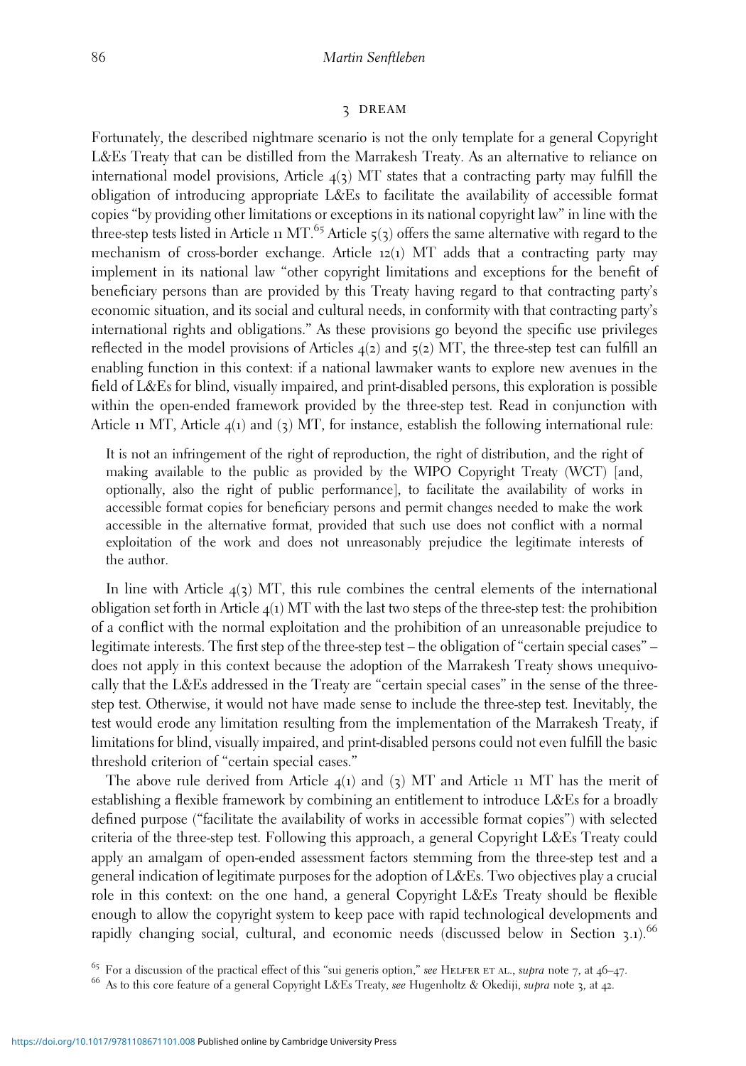## 3 DREAM

Fortunately, the described nightmare scenario is not the only template for a general Copyright L&Es Treaty that can be distilled from the Marrakesh Treaty. As an alternative to reliance on international model provisions, Article 4(3) MT states that a contracting party may fulfill the obligation of introducing appropriate L&Es to facilitate the availability of accessible format copies "by providing other limitations or exceptions in its national copyright law" in line with the three-step tests listed in Article 11 MT.[65] Article 5(3) offers the same alternative with regard to the mechanism of cross-border exchange. Article 12(1) MT adds that a contracting party may implement in its national law "other copyright limitations and exceptions for the benefit of beneficiary persons than are provided by this Treaty having regard to that contracting party's economic situation, and its social and cultural needs, in conformity with that contracting party's international rights and obligations." As these provisions go beyond the specific use privileges reflected in the model provisions of Articles 4(2) and 5(2) MT, the three-step test can fulfill an enabling function in this context: if a national lawmaker wants to explore new avenues in the field of L&Es for blind, visually impaired, and print-disabled persons, this exploration is possible within the open-ended framework provided by the three-step test. Read in conjunction with Article 11 MT, Article 4(1) and (3) MT, for instance, establish the following international rule:

> It is not an infringement of the right of reproduction, the right of distribution, and the right of making available to the public as provided by the WIPO Copyright Treaty (WCT) [and, optionally, also the right of public performance], to facilitate the availability of works in accessible format copies for beneficiary persons and permit changes needed to make the work accessible in the alternative format, provided that such use does not conflict with a normal exploitation of the work and does not unreasonably prejudice the legitimate interests of the author.

In line with Article 4(3) MT, this rule combines the central elements of the international obligation set forth in Article 4(1) MT with the last two steps of the three-step test: the prohibition of a conflict with the normal exploitation and the prohibition of an unreasonable prejudice to legitimate interests. The first step of the three-step test – the obligation of "certain special cases" – does not apply in this context because the adoption of the Marrakesh Treaty shows unequivocally that the L&Es addressed in the Treaty are "certain special cases" in the sense of the three-step test. Otherwise, it would not have made sense to include the three-step test. Inevitably, the test would erode any limitation resulting from the implementation of the Marrakesh Treaty, if limitations for blind, visually impaired, and print-disabled persons could not even fulfill the basic threshold criterion of "certain special cases."

The above rule derived from Article 4(1) and (3) MT and Article 11 MT has the merit of establishing a flexible framework by combining an entitlement to introduce L&Es for a broadly defined purpose ("facilitate the availability of works in accessible format copies") with selected criteria of the three-step test. Following this approach, a general Copyright L&Es Treaty could apply an amalgam of open-ended assessment factors stemming from the three-step test and a general indication of legitimate purposes for the adoption of L&Es. Two objectives play a crucial role in this context: on the one hand, a general Copyright L&Es Treaty should be flexible enough to allow the copyright system to keep pace with rapid technological developments and rapidly changing social, cultural, and economic needs (discussed below in Section 3.1).[66]

[65] For a discussion of the practical effect of this "sui generis option," *see* HELFER ET AL., *supra* note 7, at 46–47.

[66] As to this core feature of a general Copyright L&Es Treaty, *see* Hugenholtz & Okediji, *supra* note 3, at 42.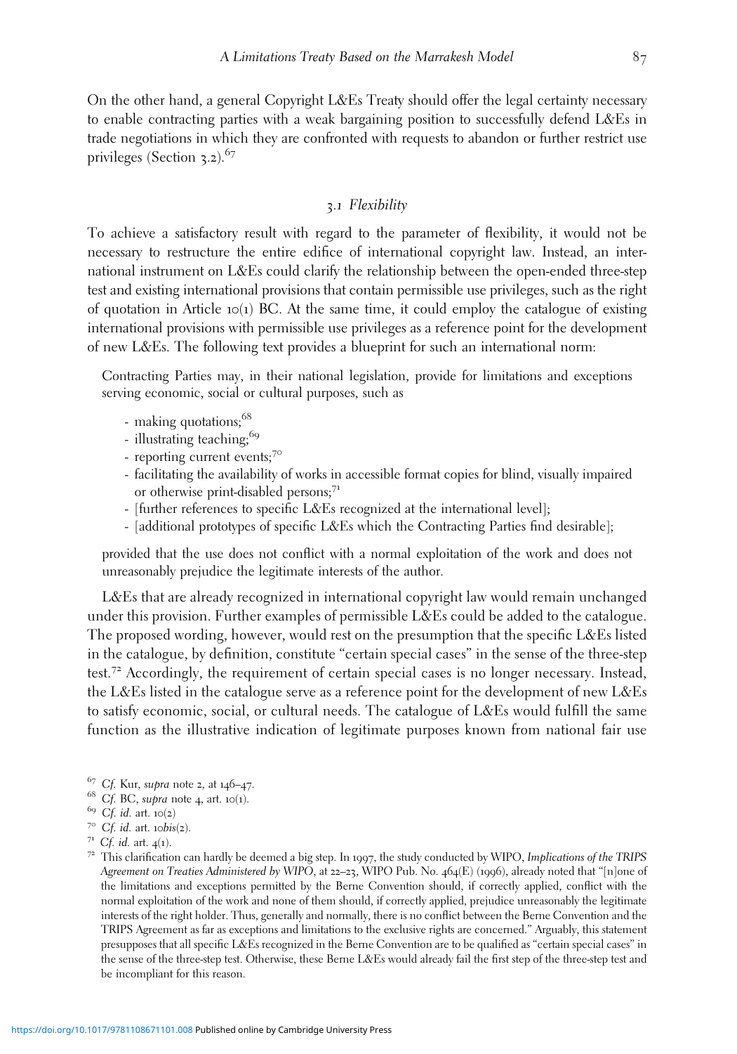On the other hand, a general Copyright L&Es Treaty should offer the legal certainty necessary to enable contracting parties with a weak bargaining position to successfully defend L&Es in trade negotiations in which they are confronted with requests to abandon or further restrict use privileges (Section 3.2).[67]

### 3.1 *Flexibility*

To achieve a satisfactory result with regard to the parameter of flexibility, it would not be necessary to restructure the entire edifice of international copyright law. Instead, an international instrument on L&Es could clarify the relationship between the open-ended three-step test and existing international provisions that contain permissible use privileges, such as the right of quotation in Article 10(1) BC. At the same time, it could employ the catalogue of existing international provisions with permissible use privileges as a reference point for the development of new L&Es. The following text provides a blueprint for such an international norm:

> Contracting Parties may, in their national legislation, provide for limitations and exceptions serving economic, social or cultural purposes, such as
>
> - making quotations;[68]
> - illustrating teaching;[69]
> - reporting current events;[70]
> - facilitating the availability of works in accessible format copies for blind, visually impaired or otherwise print-disabled persons;[71]
> - [further references to specific L&Es recognized at the international level];
> - [additional prototypes of specific L&Es which the Contracting Parties find desirable];
>
> provided that the use does not conflict with a normal exploitation of the work and does not unreasonably prejudice the legitimate interests of the author.

L&Es that are already recognized in international copyright law would remain unchanged under this provision. Further examples of permissible L&Es could be added to the catalogue. The proposed wording, however, would rest on the presumption that the specific L&Es listed in the catalogue, by definition, constitute "certain special cases" in the sense of the three-step test.[72] Accordingly, the requirement of certain special cases is no longer necessary. Instead, the L&Es listed in the catalogue serve as a reference point for the development of new L&Es to satisfy economic, social, or cultural needs. The catalogue of L&Es would fulfill the same function as the illustrative indication of legitimate purposes known from national fair use

---

[67] *Cf.* Kur, *supra* note 2, at 146–47.

[68] *Cf.* BC, *supra* note 4, art. 10(1).

[69] *Cf. id.* art. 10(2)

[70] *Cf. id.* art. 10*bis*(2).

[71] *Cf. id.* art. 4(1).

[72] This clarification can hardly be deemed a big step. In 1997, the study conducted by WIPO, *Implications of the TRIPS Agreement on Treaties Administered by WIPO*, at 22–23, WIPO Pub. No. 464(E) (1996), already noted that "[n]one of the limitations and exceptions permitted by the Berne Convention should, if correctly applied, conflict with the normal exploitation of the work and none of them should, if correctly applied, prejudice unreasonably the legitimate interests of the right holder. Thus, generally and normally, there is no conflict between the Berne Convention and the TRIPS Agreement as far as exceptions and limitations to the exclusive rights are concerned." Arguably, this statement presupposes that all specific L&Es recognized in the Berne Convention are to be qualified as "certain special cases" in the sense of the three-step test. Otherwise, these Berne L&Es would already fail the first step of the three-step test and be incompliant for this reason.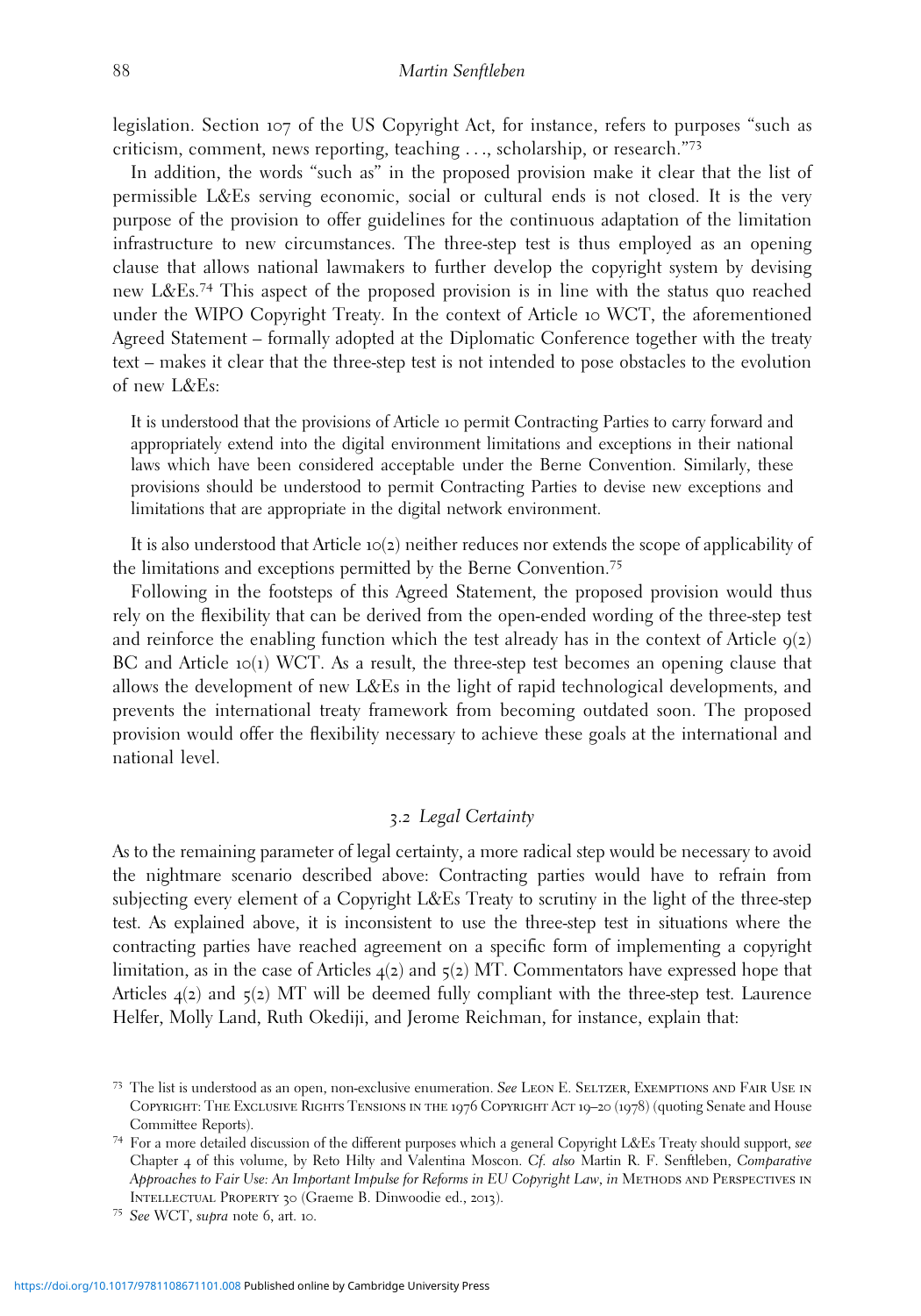legislation. Section 107 of the US Copyright Act, for instance, refers to purposes "such as criticism, comment, news reporting, teaching . . ., scholarship, or research."[73]

In addition, the words "such as" in the proposed provision make it clear that the list of permissible L&Es serving economic, social or cultural ends is not closed. It is the very purpose of the provision to offer guidelines for the continuous adaptation of the limitation infrastructure to new circumstances. The three-step test is thus employed as an opening clause that allows national lawmakers to further develop the copyright system by devising new L&Es.[74] This aspect of the proposed provision is in line with the status quo reached under the WIPO Copyright Treaty. In the context of Article 10 WCT, the aforementioned Agreed Statement – formally adopted at the Diplomatic Conference together with the treaty text – makes it clear that the three-step test is not intended to pose obstacles to the evolution of new L&Es:

> It is understood that the provisions of Article 10 permit Contracting Parties to carry forward and appropriately extend into the digital environment limitations and exceptions in their national laws which have been considered acceptable under the Berne Convention. Similarly, these provisions should be understood to permit Contracting Parties to devise new exceptions and limitations that are appropriate in the digital network environment.

It is also understood that Article 10(2) neither reduces nor extends the scope of applicability of the limitations and exceptions permitted by the Berne Convention.[75]

Following in the footsteps of this Agreed Statement, the proposed provision would thus rely on the flexibility that can be derived from the open-ended wording of the three-step test and reinforce the enabling function which the test already has in the context of Article 9(2) BC and Article 10(1) WCT. As a result, the three-step test becomes an opening clause that allows the development of new L&Es in the light of rapid technological developments, and prevents the international treaty framework from becoming outdated soon. The proposed provision would offer the flexibility necessary to achieve these goals at the international and national level.

### 3.2 *Legal Certainty*

As to the remaining parameter of legal certainty, a more radical step would be necessary to avoid the nightmare scenario described above: Contracting parties would have to refrain from subjecting every element of a Copyright L&Es Treaty to scrutiny in the light of the three-step test. As explained above, it is inconsistent to use the three-step test in situations where the contracting parties have reached agreement on a specific form of implementing a copyright limitation, as in the case of Articles 4(2) and 5(2) MT. Commentators have expressed hope that Articles 4(2) and 5(2) MT will be deemed fully compliant with the three-step test. Laurence Helfer, Molly Land, Ruth Okediji, and Jerome Reichman, for instance, explain that:

---

[73] The list is understood as an open, non-exclusive enumeration. *See* Leon E. Seltzer, Exemptions and Fair Use in Copyright: The Exclusive Rights Tensions in the 1976 Copyright Act 19–20 (1978) (quoting Senate and House Committee Reports).

[74] For a more detailed discussion of the different purposes which a general Copyright L&Es Treaty should support, *see* Chapter 4 of this volume, by Reto Hilty and Valentina Moscon. *Cf. also* Martin R. F. Senftleben, *Comparative Approaches to Fair Use: An Important Impulse for Reforms in EU Copyright Law*, *in* Methods and Perspectives in Intellectual Property 30 (Graeme B. Dinwoodie ed., 2013).

[75] *See* WCT, *supra* note 6, art. 10.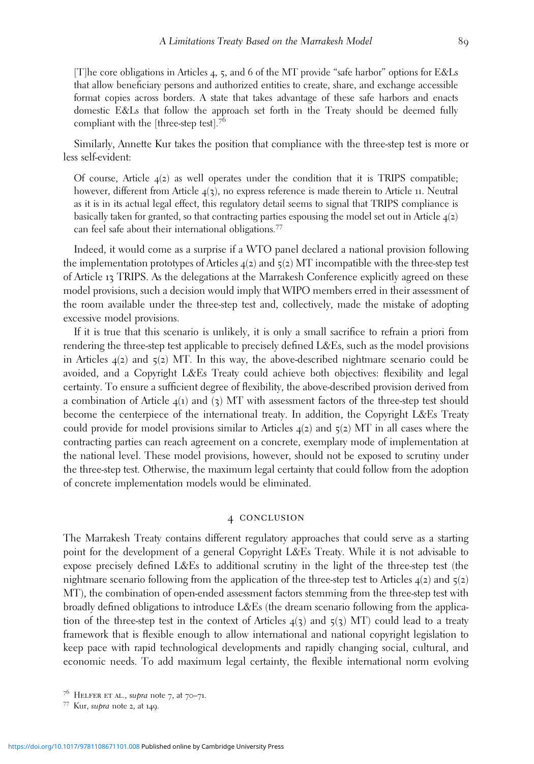> [T]he core obligations in Articles 4, 5, and 6 of the MT provide "safe harbor" options for E&Ls that allow beneficiary persons and authorized entities to create, share, and exchange accessible format copies across borders. A state that takes advantage of these safe harbors and enacts domestic E&Ls that follow the approach set forth in the Treaty should be deemed fully compliant with the [three-step test].[76]

Similarly, Annette Kur takes the position that compliance with the three-step test is more or less self-evident:

> Of course, Article 4(2) as well operates under the condition that it is TRIPS compatible; however, different from Article 4(3), no express reference is made therein to Article 11. Neutral as it is in its actual legal effect, this regulatory detail seems to signal that TRIPS compliance is basically taken for granted, so that contracting parties espousing the model set out in Article 4(2) can feel safe about their international obligations.[77]

Indeed, it would come as a surprise if a WTO panel declared a national provision following the implementation prototypes of Articles 4(2) and 5(2) MT incompatible with the three-step test of Article 13 TRIPS. As the delegations at the Marrakesh Conference explicitly agreed on these model provisions, such a decision would imply that WIPO members erred in their assessment of the room available under the three-step test and, collectively, made the mistake of adopting excessive model provisions.

If it is true that this scenario is unlikely, it is only a small sacrifice to refrain a priori from rendering the three-step test applicable to precisely defined L&Es, such as the model provisions in Articles 4(2) and 5(2) MT. In this way, the above-described nightmare scenario could be avoided, and a Copyright L&Es Treaty could achieve both objectives: flexibility and legal certainty. To ensure a sufficient degree of flexibility, the above-described provision derived from a combination of Article 4(1) and (3) MT with assessment factors of the three-step test should become the centerpiece of the international treaty. In addition, the Copyright L&Es Treaty could provide for model provisions similar to Articles 4(2) and 5(2) MT in all cases where the contracting parties can reach agreement on a concrete, exemplary mode of implementation at the national level. These model provisions, however, should not be exposed to scrutiny under the three-step test. Otherwise, the maximum legal certainty that could follow from the adoption of concrete implementation models would be eliminated.

## 4 CONCLUSION

The Marrakesh Treaty contains different regulatory approaches that could serve as a starting point for the development of a general Copyright L&Es Treaty. While it is not advisable to expose precisely defined L&Es to additional scrutiny in the light of the three-step test (the nightmare scenario following from the application of the three-step test to Articles 4(2) and 5(2) MT), the combination of open-ended assessment factors stemming from the three-step test with broadly defined obligations to introduce L&Es (the dream scenario following from the application of the three-step test in the context of Articles 4(3) and 5(3) MT) could lead to a treaty framework that is flexible enough to allow international and national copyright legislation to keep pace with rapid technological developments and rapidly changing social, cultural, and economic needs. To add maximum legal certainty, the flexible international norm evolving

---

[76] Helfer et al., *supra* note 7, at 70–71.

[77] Kur, *supra* note 2, at 149.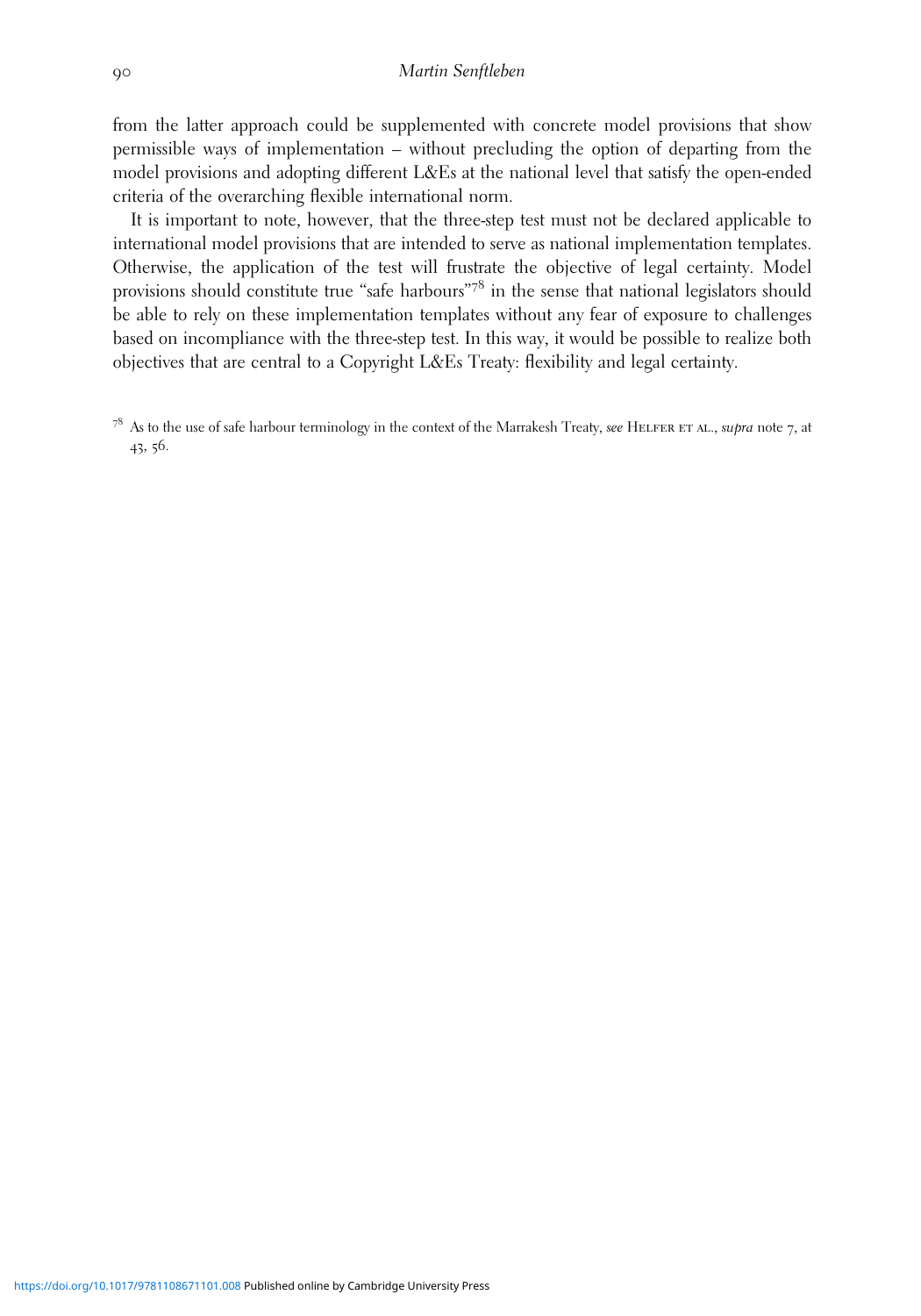from the latter approach could be supplemented with concrete model provisions that show permissible ways of implementation – without precluding the option of departing from the model provisions and adopting different L&Es at the national level that satisfy the open-ended criteria of the overarching flexible international norm.

It is important to note, however, that the three-step test must not be declared applicable to international model provisions that are intended to serve as national implementation templates. Otherwise, the application of the test will frustrate the objective of legal certainty. Model provisions should constitute true "safe harbours"[78] in the sense that national legislators should be able to rely on these implementation templates without any fear of exposure to challenges based on incompliance with the three-step test. In this way, it would be possible to realize both objectives that are central to a Copyright L&Es Treaty: flexibility and legal certainty.

[78] As to the use of safe harbour terminology in the context of the Marrakesh Treaty, *see* HELFER ET AL., *supra* note 7, at 43, 56.